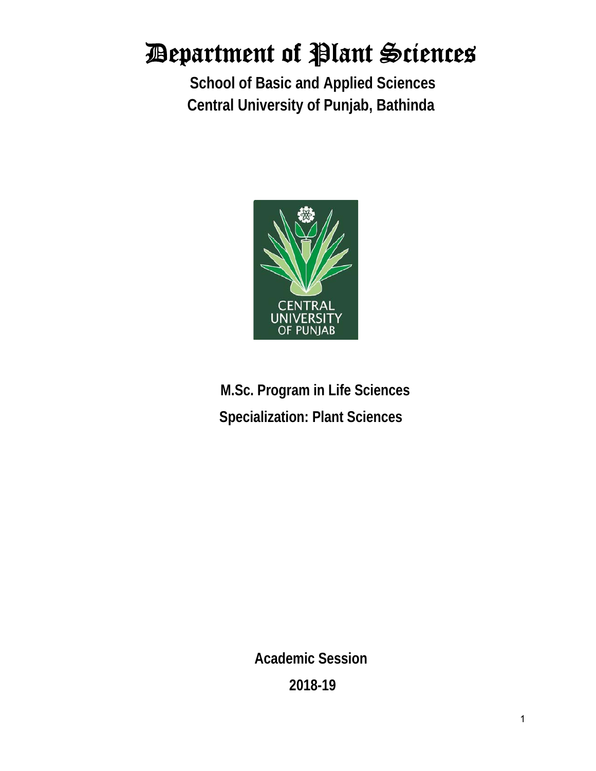# Department of Plant Sciences

**School of Basic and Applied Sciences**
**Central University of Punjab, Bathinda**

**M.Sc. Program in Life Sciences**

**Specialization: Plant Sciences**

**Academic Session**

**2018-19**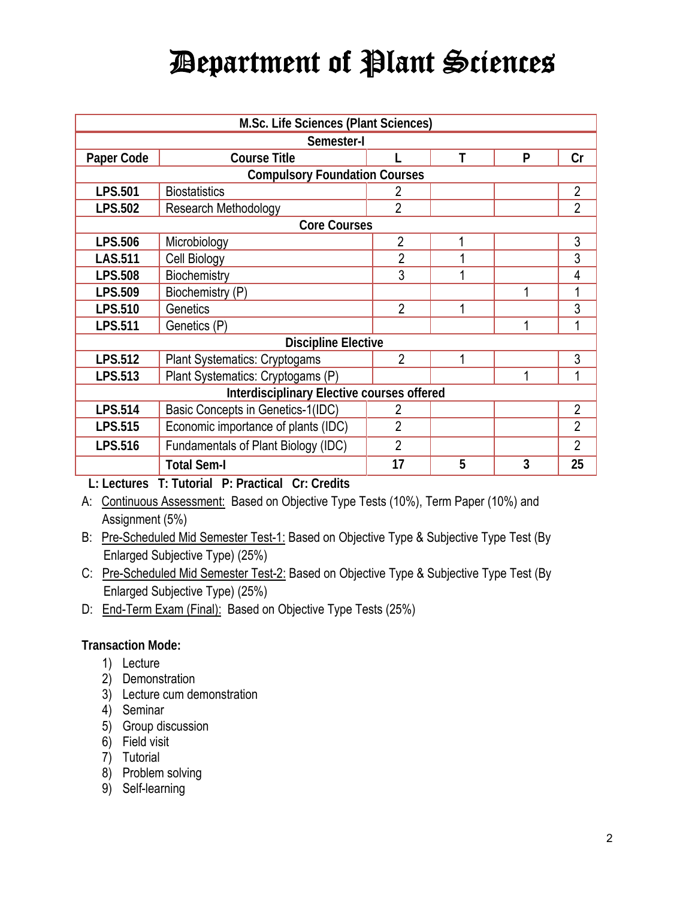# Department of Plant Sciences

| M.Sc. Life Sciences (Plant Sciences) | | | | | |
|---|---|---|---|---|---|
| **Semester-I** | | | | | |
| **Paper Code** | **Course Title** | **L** | **T** | **P** | **Cr** |
| **Compulsory Foundation Courses** | | | | | |
| **LPS.501** | Biostatistics | 2 | | | 2 |
| **LPS.502** | Research Methodology | 2 | | | 2 |
| **Core Courses** | | | | | |
| **LPS.506** | Microbiology | 2 | 1 | | 3 |
| **LAS.511** | Cell Biology | 2 | 1 | | 3 |
| **LPS.508** | Biochemistry | 3 | 1 | | 4 |
| **LPS.509** | Biochemistry (P) | | | 1 | 1 |
| **LPS.510** | Genetics | 2 | 1 | | 3 |
| **LPS.511** | Genetics (P) | | | 1 | 1 |
| **Discipline Elective** | | | | | |
| **LPS.512** | Plant Systematics: Cryptogams | 2 | 1 | | 3 |
| **LPS.513** | Plant Systematics: Cryptogams (P) | | | 1 | 1 |
| **Interdisciplinary Elective courses offered** | | | | | |
| **LPS.514** | Basic Concepts in Genetics-1(IDC) | 2 | | | 2 |
| **LPS.515** | Economic importance of plants (IDC) | 2 | | | 2 |
| **LPS.516** | Fundamentals of Plant Biology (IDC) | 2 | | | 2 |
| | **Total Sem-I** | **17** | **5** | **3** | **25** |

**L: Lectures T: Tutorial P: Practical Cr: Credits**

A: Continuous Assessment: Based on Objective Type Tests (10%), Term Paper (10%) and Assignment (5%)

B: Pre-Scheduled Mid Semester Test-1: Based on Objective Type & Subjective Type Test (By Enlarged Subjective Type) (25%)

C: Pre-Scheduled Mid Semester Test-2: Based on Objective Type & Subjective Type Test (By Enlarged Subjective Type) (25%)

D: End-Term Exam (Final): Based on Objective Type Tests (25%)

**Transaction Mode:**

1) Lecture
2) Demonstration
3) Lecture cum demonstration
4) Seminar
5) Group discussion
6) Field visit
7) Tutorial
8) Problem solving
9) Self-learning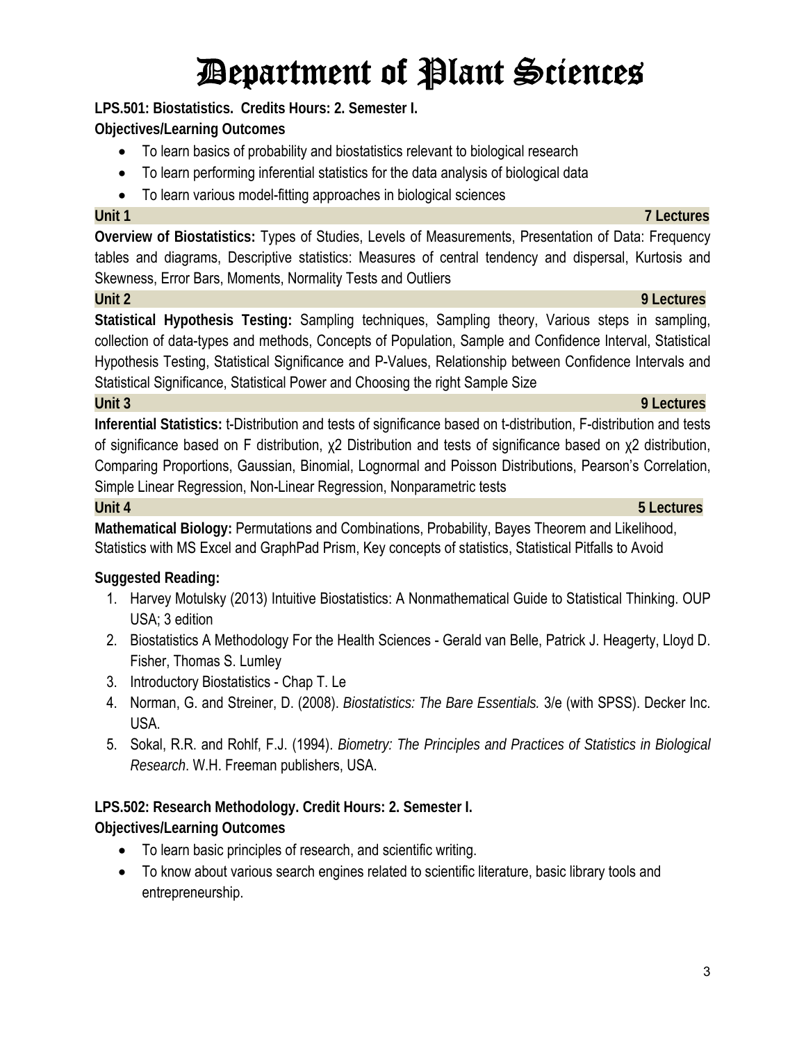# Department of Plant Sciences

**LPS.501: Biostatistics. Credits Hours: 2. Semester I.**

**Objectives/Learning Outcomes**

- To learn basics of probability and biostatistics relevant to biological research
- To learn performing inferential statistics for the data analysis of biological data
- To learn various model-fitting approaches in biological sciences

**Unit 1** **7 Lectures**

**Overview of Biostatistics:** Types of Studies, Levels of Measurements, Presentation of Data: Frequency tables and diagrams, Descriptive statistics: Measures of central tendency and dispersal, Kurtosis and Skewness, Error Bars, Moments, Normality Tests and Outliers

**Unit 2** **9 Lectures**

**Statistical Hypothesis Testing:** Sampling techniques, Sampling theory, Various steps in sampling, collection of data-types and methods, Concepts of Population, Sample and Confidence Interval, Statistical Hypothesis Testing, Statistical Significance and P-Values, Relationship between Confidence Intervals and Statistical Significance, Statistical Power and Choosing the right Sample Size

**Unit 3** **9 Lectures**

**Inferential Statistics:** t-Distribution and tests of significance based on t-distribution, F-distribution and tests of significance based on F distribution, $\chi^2$ Distribution and tests of significance based on $\chi^2$ distribution, Comparing Proportions, Gaussian, Binomial, Lognormal and Poisson Distributions, Pearson's Correlation, Simple Linear Regression, Non-Linear Regression, Nonparametric tests

**Unit 4** **5 Lectures**

**Mathematical Biology:** Permutations and Combinations, Probability, Bayes Theorem and Likelihood, Statistics with MS Excel and GraphPad Prism, Key concepts of statistics, Statistical Pitfalls to Avoid

**Suggested Reading:**

1. Harvey Motulsky (2013) Intuitive Biostatistics: A Nonmathematical Guide to Statistical Thinking. OUP USA; 3 edition
2. Biostatistics A Methodology For the Health Sciences - Gerald van Belle, Patrick J. Heagerty, Lloyd D. Fisher, Thomas S. Lumley
3. Introductory Biostatistics - Chap T. Le
4. Norman, G. and Streiner, D. (2008). *Biostatistics: The Bare Essentials.* 3/e (with SPSS). Decker Inc. USA.
5. Sokal, R.R. and Rohlf, F.J. (1994). *Biometry: The Principles and Practices of Statistics in Biological Research*. W.H. Freeman publishers, USA.

**LPS.502: Research Methodology. Credit Hours: 2. Semester I.**

**Objectives/Learning Outcomes**

- To learn basic principles of research, and scientific writing.
- To know about various search engines related to scientific literature, basic library tools and entrepreneurship.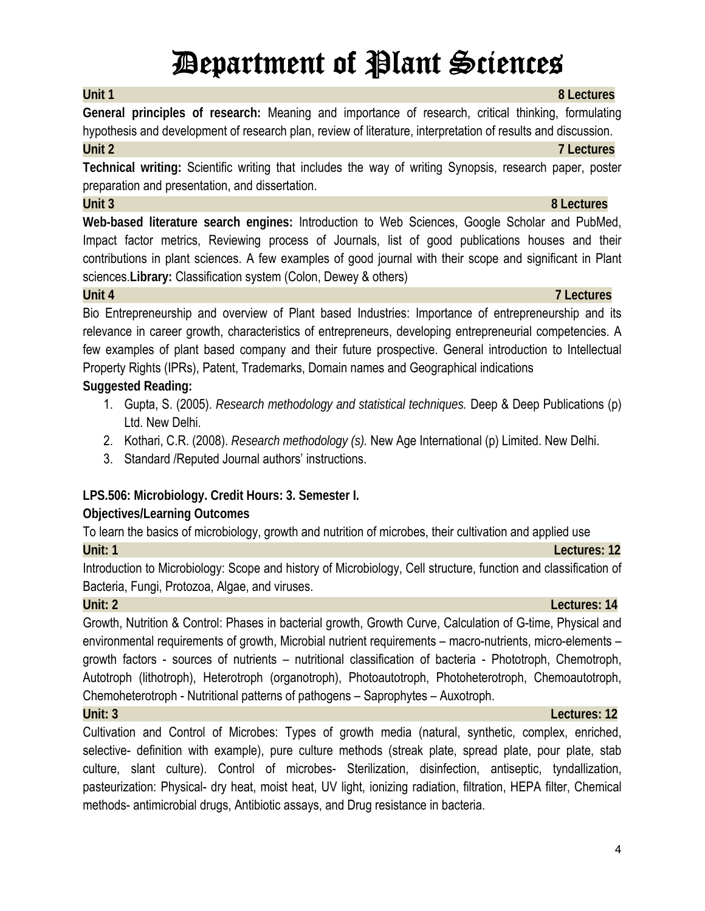# Department of Plant Sciences

**Unit 1** **8 Lectures**

**General principles of research:** Meaning and importance of research, critical thinking, formulating hypothesis and development of research plan, review of literature, interpretation of results and discussion.

**Unit 2** **7 Lectures**

**Technical writing:** Scientific writing that includes the way of writing Synopsis, research paper, poster preparation and presentation, and dissertation.

**Unit 3** **8 Lectures**

**Web-based literature search engines:** Introduction to Web Sciences, Google Scholar and PubMed, Impact factor metrics, Reviewing process of Journals, list of good publications houses and their contributions in plant sciences. A few examples of good journal with their scope and significant in Plant sciences.**Library:** Classification system (Colon, Dewey & others)

**Unit 4** **7 Lectures**

Bio Entrepreneurship and overview of Plant based Industries: Importance of entrepreneurship and its relevance in career growth, characteristics of entrepreneurs, developing entrepreneurial competencies. A few examples of plant based company and their future prospective. General introduction to Intellectual Property Rights (IPRs), Patent, Trademarks, Domain names and Geographical indications

**Suggested Reading:**

1. Gupta, S. (2005). *Research methodology and statistical techniques.* Deep & Deep Publications (p) Ltd. New Delhi.
2. Kothari, C.R. (2008). *Research methodology (s).* New Age International (p) Limited. New Delhi.
3. Standard /Reputed Journal authors' instructions.

**LPS.506: Microbiology. Credit Hours: 3. Semester I.**

**Objectives/Learning Outcomes**

To learn the basics of microbiology, growth and nutrition of microbes, their cultivation and applied use

**Unit: 1** **Lectures: 12**

Introduction to Microbiology: Scope and history of Microbiology, Cell structure, function and classification of Bacteria, Fungi, Protozoa, Algae, and viruses.

**Unit: 2** **Lectures: 14**

Growth, Nutrition & Control: Phases in bacterial growth, Growth Curve, Calculation of G-time, Physical and environmental requirements of growth, Microbial nutrient requirements – macro-nutrients, micro-elements – growth factors - sources of nutrients – nutritional classification of bacteria - Phototroph, Chemotroph, Autotroph (lithotroph), Heterotroph (organotroph), Photoautotroph, Photoheterotroph, Chemoautotroph, Chemoheterotroph - Nutritional patterns of pathogens – Saprophytes – Auxotroph.

**Unit: 3** **Lectures: 12**

Cultivation and Control of Microbes: Types of growth media (natural, synthetic, complex, enriched, selective- definition with example), pure culture methods (streak plate, spread plate, pour plate, stab culture, slant culture). Control of microbes- Sterilization, disinfection, antiseptic, tyndallization, pasteurization: Physical- dry heat, moist heat, UV light, ionizing radiation, filtration, HEPA filter, Chemical methods- antimicrobial drugs, Antibiotic assays, and Drug resistance in bacteria.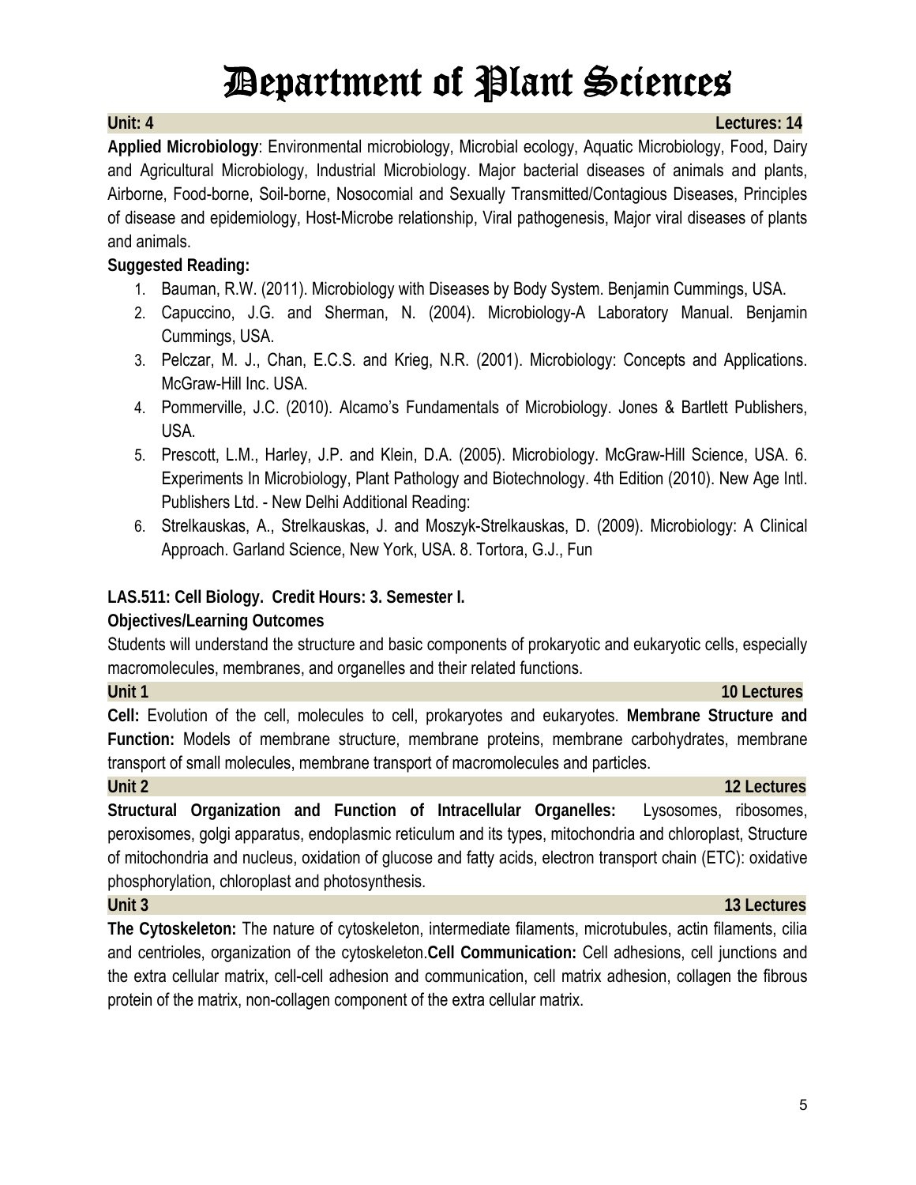# Department of Plant Sciences

**Unit: 4** **Lectures: 14**

**Applied Microbiology**: Environmental microbiology, Microbial ecology, Aquatic Microbiology, Food, Dairy and Agricultural Microbiology, Industrial Microbiology. Major bacterial diseases of animals and plants, Airborne, Food-borne, Soil-borne, Nosocomial and Sexually Transmitted/Contagious Diseases, Principles of disease and epidemiology, Host-Microbe relationship, Viral pathogenesis, Major viral diseases of plants and animals.

**Suggested Reading:**

1. Bauman, R.W. (2011). Microbiology with Diseases by Body System. Benjamin Cummings, USA.
2. Capuccino, J.G. and Sherman, N. (2004). Microbiology-A Laboratory Manual. Benjamin Cummings, USA.
3. Pelczar, M. J., Chan, E.C.S. and Krieg, N.R. (2001). Microbiology: Concepts and Applications. McGraw-Hill Inc. USA.
4. Pommerville, J.C. (2010). Alcamo's Fundamentals of Microbiology. Jones & Bartlett Publishers, USA.
5. Prescott, L.M., Harley, J.P. and Klein, D.A. (2005). Microbiology. McGraw-Hill Science, USA. 6. Experiments In Microbiology, Plant Pathology and Biotechnology. 4th Edition (2010). New Age Intl. Publishers Ltd. - New Delhi Additional Reading:
6. Strelkauskas, A., Strelkauskas, J. and Moszyk-Strelkauskas, D. (2009). Microbiology: A Clinical Approach. Garland Science, New York, USA. 8. Tortora, G.J., Fun

**LAS.511: Cell Biology. Credit Hours: 3. Semester I.**

**Objectives/Learning Outcomes**

Students will understand the structure and basic components of prokaryotic and eukaryotic cells, especially macromolecules, membranes, and organelles and their related functions.

**Unit 1** **10 Lectures**

**Cell:** Evolution of the cell, molecules to cell, prokaryotes and eukaryotes. **Membrane Structure and Function:** Models of membrane structure, membrane proteins, membrane carbohydrates, membrane transport of small molecules, membrane transport of macromolecules and particles.

**Unit 2** **12 Lectures**

**Structural Organization and Function of Intracellular Organelles:** Lysosomes, ribosomes, peroxisomes, golgi apparatus, endoplasmic reticulum and its types, mitochondria and chloroplast, Structure of mitochondria and nucleus, oxidation of glucose and fatty acids, electron transport chain (ETC): oxidative phosphorylation, chloroplast and photosynthesis.

**Unit 3** **13 Lectures**

**The Cytoskeleton:** The nature of cytoskeleton, intermediate filaments, microtubules, actin filaments, cilia and centrioles, organization of the cytoskeleton.**Cell Communication:** Cell adhesions, cell junctions and the extra cellular matrix, cell-cell adhesion and communication, cell matrix adhesion, collagen the fibrous protein of the matrix, non-collagen component of the extra cellular matrix.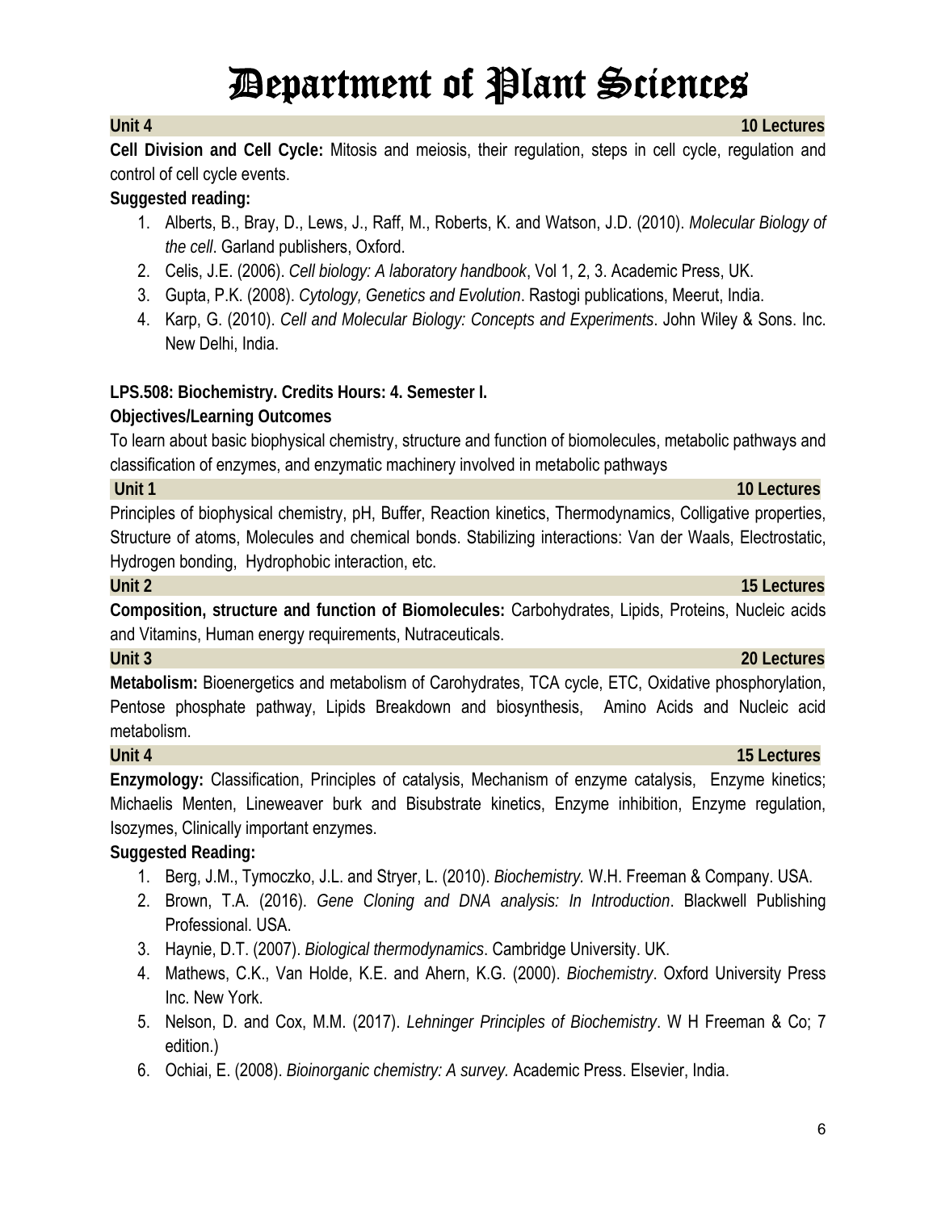**Unit 4** **10 Lectures**

**Cell Division and Cell Cycle:** Mitosis and meiosis, their regulation, steps in cell cycle, regulation and control of cell cycle events.

**Suggested reading:**

1. Alberts, B., Bray, D., Lews, J., Raff, M., Roberts, K. and Watson, J.D. (2010). *Molecular Biology of the cell*. Garland publishers, Oxford.
2. Celis, J.E. (2006). *Cell biology: A laboratory handbook*, Vol 1, 2, 3. Academic Press, UK.
3. Gupta, P.K. (2008). *Cytology, Genetics and Evolution*. Rastogi publications, Meerut, India.
4. Karp, G. (2010). *Cell and Molecular Biology: Concepts and Experiments*. John Wiley & Sons. Inc. New Delhi, India.

**LPS.508: Biochemistry. Credits Hours: 4. Semester I.**

**Objectives/Learning Outcomes**

To learn about basic biophysical chemistry, structure and function of biomolecules, metabolic pathways and classification of enzymes, and enzymatic machinery involved in metabolic pathways

**Unit 1** **10 Lectures**

Principles of biophysical chemistry, pH, Buffer, Reaction kinetics, Thermodynamics, Colligative properties, Structure of atoms, Molecules and chemical bonds. Stabilizing interactions: Van der Waals, Electrostatic, Hydrogen bonding, Hydrophobic interaction, etc.

**Unit 2** **15 Lectures**

**Composition, structure and function of Biomolecules:** Carbohydrates, Lipids, Proteins, Nucleic acids and Vitamins, Human energy requirements, Nutraceuticals.

**Unit 3** **20 Lectures**

**Metabolism:** Bioenergetics and metabolism of Carohydrates, TCA cycle, ETC, Oxidative phosphorylation, Pentose phosphate pathway, Lipids Breakdown and biosynthesis, Amino Acids and Nucleic acid metabolism.

**Unit 4** **15 Lectures**

**Enzymology:** Classification, Principles of catalysis, Mechanism of enzyme catalysis, Enzyme kinetics; Michaelis Menten, Lineweaver burk and Bisubstrate kinetics, Enzyme inhibition, Enzyme regulation, Isozymes, Clinically important enzymes.

**Suggested Reading:**

1. Berg, J.M., Tymoczko, J.L. and Stryer, L. (2010). *Biochemistry.* W.H. Freeman & Company. USA.
2. Brown, T.A. (2016). *Gene Cloning and DNA analysis: In Introduction*. Blackwell Publishing Professional. USA.
3. Haynie, D.T. (2007). *Biological thermodynamics*. Cambridge University. UK.
4. Mathews, C.K., Van Holde, K.E. and Ahern, K.G. (2000). *Biochemistry*. Oxford University Press Inc. New York.
5. Nelson, D. and Cox, M.M. (2017). *Lehninger Principles of Biochemistry*. W H Freeman & Co; 7 edition.)
6. Ochiai, E. (2008). *Bioinorganic chemistry: A survey.* Academic Press. Elsevier, India.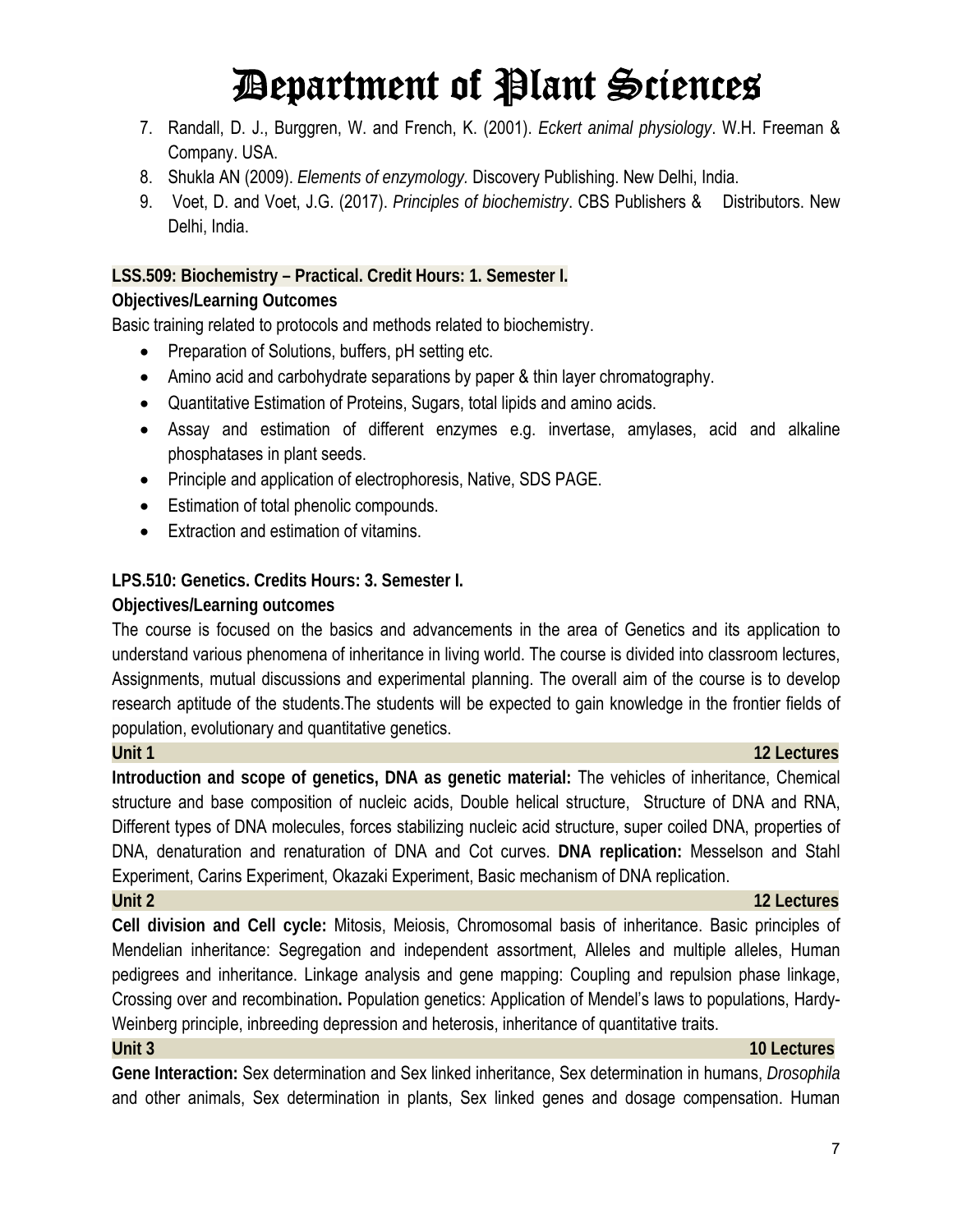7. Randall, D. J., Burggren, W. and French, K. (2001). *Eckert animal physiology*. W.H. Freeman & Company. USA.
8. Shukla AN (2009). *Elements of enzymology.* Discovery Publishing. New Delhi, India.
9. Voet, D. and Voet, J.G. (2017). *Principles of biochemistry*. CBS Publishers & Distributors. New Delhi, India.

**LSS.509: Biochemistry – Practical. Credit Hours: 1. Semester I.**

**Objectives/Learning Outcomes**

Basic training related to protocols and methods related to biochemistry.

- Preparation of Solutions, buffers, pH setting etc.
- Amino acid and carbohydrate separations by paper & thin layer chromatography.
- Quantitative Estimation of Proteins, Sugars, total lipids and amino acids.
- Assay and estimation of different enzymes e.g. invertase, amylases, acid and alkaline phosphatases in plant seeds.
- Principle and application of electrophoresis, Native, SDS PAGE.
- Estimation of total phenolic compounds.
- Extraction and estimation of vitamins.

**LPS.510: Genetics. Credits Hours: 3. Semester I.**

**Objectives/Learning outcomes**

The course is focused on the basics and advancements in the area of Genetics and its application to understand various phenomena of inheritance in living world. The course is divided into classroom lectures, Assignments, mutual discussions and experimental planning. The overall aim of the course is to develop research aptitude of the students.The students will be expected to gain knowledge in the frontier fields of population, evolutionary and quantitative genetics.

**Unit 1** **12 Lectures**

**Introduction and scope of genetics, DNA as genetic material:** The vehicles of inheritance, Chemical structure and base composition of nucleic acids, Double helical structure, Structure of DNA and RNA, Different types of DNA molecules, forces stabilizing nucleic acid structure, super coiled DNA, properties of DNA, denaturation and renaturation of DNA and Cot curves. **DNA replication:** Messelson and Stahl Experiment, Carins Experiment, Okazaki Experiment, Basic mechanism of DNA replication.

**Unit 2** **12 Lectures**

**Cell division and Cell cycle:** Mitosis, Meiosis, Chromosomal basis of inheritance. Basic principles of Mendelian inheritance: Segregation and independent assortment, Alleles and multiple alleles, Human pedigrees and inheritance. Linkage analysis and gene mapping: Coupling and repulsion phase linkage, Crossing over and recombination**.** Population genetics: Application of Mendel's laws to populations, Hardy-Weinberg principle, inbreeding depression and heterosis, inheritance of quantitative traits.

**Unit 3** **10 Lectures**

**Gene Interaction:** Sex determination and Sex linked inheritance, Sex determination in humans, *Drosophila* and other animals, Sex determination in plants, Sex linked genes and dosage compensation. Human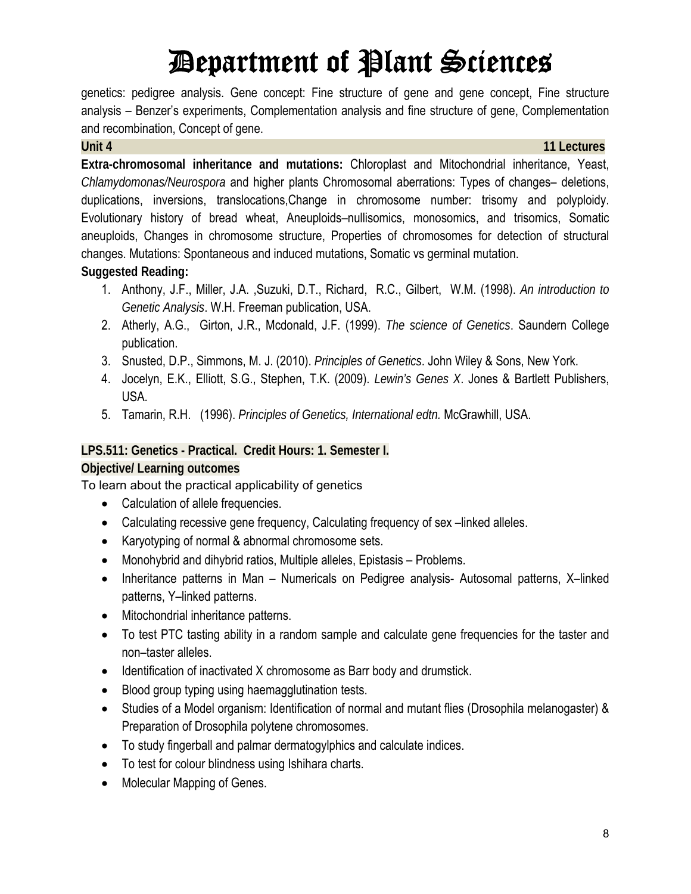genetics: pedigree analysis. Gene concept: Fine structure of gene and gene concept, Fine structure analysis – Benzer's experiments, Complementation analysis and fine structure of gene, Complementation and recombination, Concept of gene.

**Unit 4 — 11 Lectures**

**Extra-chromosomal inheritance and mutations:** Chloroplast and Mitochondrial inheritance, Yeast, *Chlamydomonas/Neurospora* and higher plants Chromosomal aberrations: Types of changes– deletions, duplications, inversions, translocations,Change in chromosome number: trisomy and polyploidy. Evolutionary history of bread wheat, Aneuploids–nullisomics, monosomics, and trisomics, Somatic aneuploids, Changes in chromosome structure, Properties of chromosomes for detection of structural changes. Mutations: Spontaneous and induced mutations, Somatic vs germinal mutation.

**Suggested Reading:**

1. Anthony, J.F., Miller, J.A. ,Suzuki, D.T., Richard, R.C., Gilbert, W.M. (1998). *An introduction to Genetic Analysis*. W.H. Freeman publication, USA.
2. Atherly, A.G., Girton, J.R., Mcdonald, J.F. (1999). *The science of Genetics*. Saundern College publication.
3. Snusted, D.P., Simmons, M. J. (2010). *Principles of Genetics*. John Wiley & Sons, New York.
4. Jocelyn, E.K., Elliott, S.G., Stephen, T.K. (2009). *Lewin's Genes X*. Jones & Bartlett Publishers, USA.
5. Tamarin, R.H. (1996). *Principles of Genetics, International edtn.* McGrawhill, USA.

**LPS.511: Genetics - Practical. Credit Hours: 1. Semester I.**

**Objective/ Learning outcomes**

To learn about the practical applicability of genetics

- Calculation of allele frequencies.
- Calculating recessive gene frequency, Calculating frequency of sex –linked alleles.
- Karyotyping of normal & abnormal chromosome sets.
- Monohybrid and dihybrid ratios, Multiple alleles, Epistasis – Problems.
- Inheritance patterns in Man – Numericals on Pedigree analysis- Autosomal patterns, X–linked patterns, Y–linked patterns.
- Mitochondrial inheritance patterns.
- To test PTC tasting ability in a random sample and calculate gene frequencies for the taster and non–taster alleles.
- Identification of inactivated X chromosome as Barr body and drumstick.
- Blood group typing using haemagglutination tests.
- Studies of a Model organism: Identification of normal and mutant flies (Drosophila melanogaster) & Preparation of Drosophila polytene chromosomes.
- To study fingerball and palmar dermatogylphics and calculate indices.
- To test for colour blindness using Ishihara charts.
- Molecular Mapping of Genes.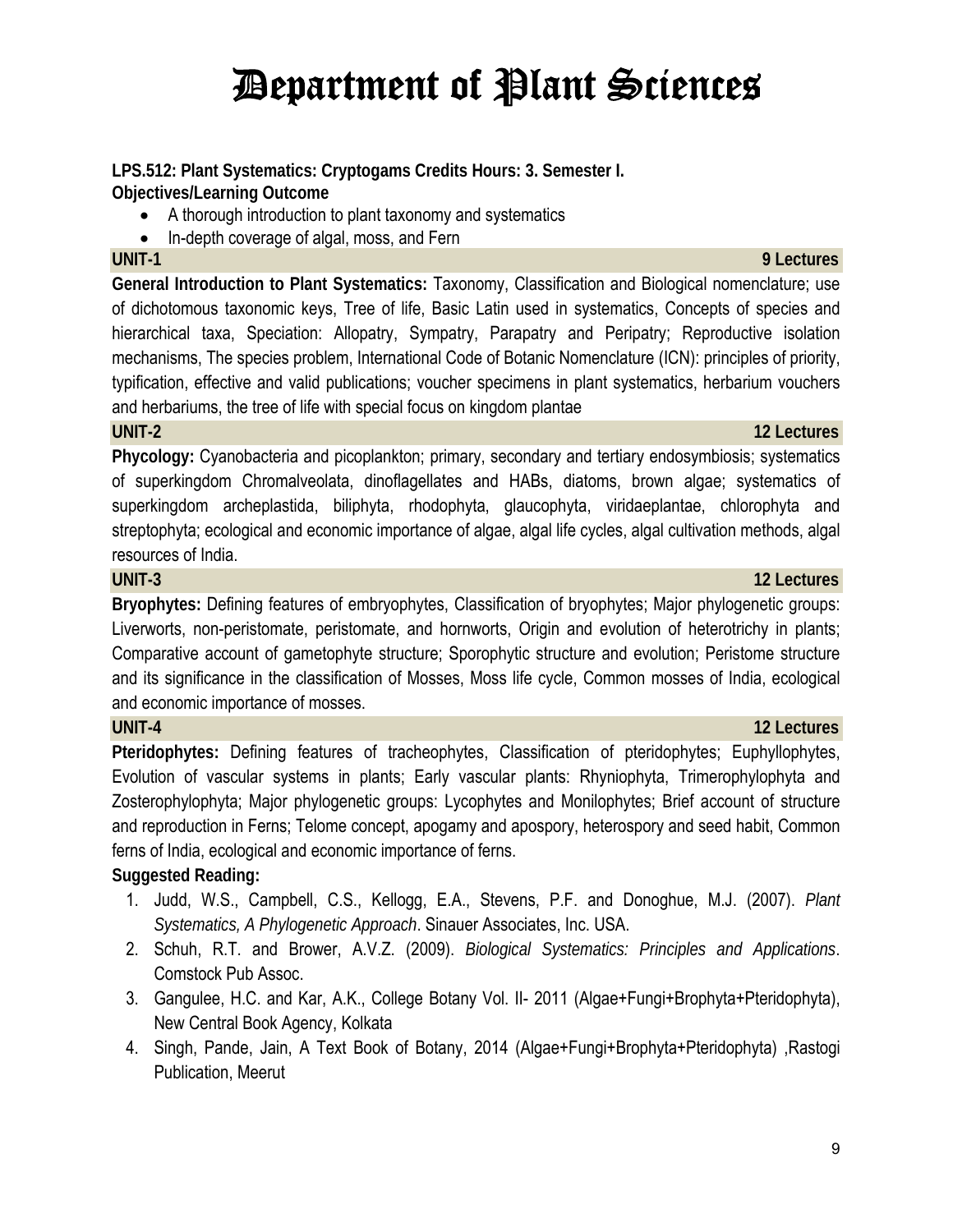# Department of Plant Sciences

**LPS.512: Plant Systematics: Cryptogams Credits Hours: 3. Semester I.**
**Objectives/Learning Outcome**

- A thorough introduction to plant taxonomy and systematics
- In-depth coverage of algal, moss, and Fern

**UNIT-1** **9 Lectures**

**General Introduction to Plant Systematics:** Taxonomy, Classification and Biological nomenclature; use of dichotomous taxonomic keys, Tree of life, Basic Latin used in systematics, Concepts of species and hierarchical taxa, Speciation: Allopatry, Sympatry, Parapatry and Peripatry; Reproductive isolation mechanisms, The species problem, International Code of Botanic Nomenclature (ICN): principles of priority, typification, effective and valid publications; voucher specimens in plant systematics, herbarium vouchers and herbariums, the tree of life with special focus on kingdom plantae

**UNIT-2** **12 Lectures**

**Phycology:** Cyanobacteria and picoplankton; primary, secondary and tertiary endosymbiosis; systematics of superkingdom Chromalveolata, dinoflagellates and HABs, diatoms, brown algae; systematics of superkingdom archeplastida, biliphyta, rhodophyta, glaucophyta, viridaeplantae, chlorophyta and streptophyta; ecological and economic importance of algae, algal life cycles, algal cultivation methods, algal resources of India.

**UNIT-3** **12 Lectures**

**Bryophytes:** Defining features of embryophytes, Classification of bryophytes; Major phylogenetic groups: Liverworts, non-peristomate, peristomate, and hornworts, Origin and evolution of heterotrichy in plants; Comparative account of gametophyte structure; Sporophytic structure and evolution; Peristome structure and its significance in the classification of Mosses, Moss life cycle, Common mosses of India, ecological and economic importance of mosses.

**UNIT-4** **12 Lectures**

**Pteridophytes:** Defining features of tracheophytes, Classification of pteridophytes; Euphyllophytes, Evolution of vascular systems in plants; Early vascular plants: Rhyniophyta, Trimerophylophyta and Zosterophylophyta; Major phylogenetic groups: Lycophytes and Monilophytes; Brief account of structure and reproduction in Ferns; Telome concept, apogamy and apospory, heterospory and seed habit, Common ferns of India, ecological and economic importance of ferns.

**Suggested Reading:**

1. Judd, W.S., Campbell, C.S., Kellogg, E.A., Stevens, P.F. and Donoghue, M.J. (2007). *Plant Systematics, A Phylogenetic Approach*. Sinauer Associates, Inc. USA.
2. Schuh, R.T. and Brower, A.V.Z. (2009). *Biological Systematics: Principles and Applications*. Comstock Pub Assoc.
3. Gangulee, H.C. and Kar, A.K., College Botany Vol. II- 2011 (Algae+Fungi+Brophyta+Pteridophyta), New Central Book Agency, Kolkata
4. Singh, Pande, Jain, A Text Book of Botany, 2014 (Algae+Fungi+Brophyta+Pteridophyta) ,Rastogi Publication, Meerut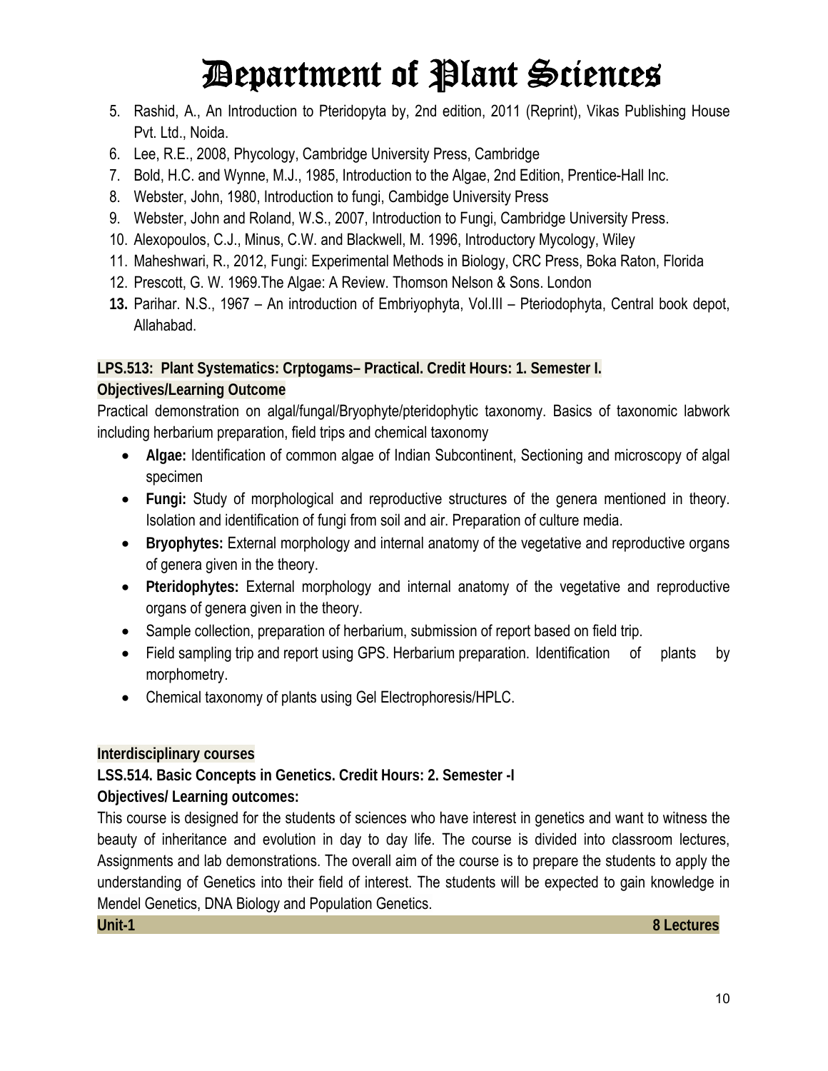5. Rashid, A., An Introduction to Pteridopyta by, 2nd edition, 2011 (Reprint), Vikas Publishing House Pvt. Ltd., Noida.
6. Lee, R.E., 2008, Phycology, Cambridge University Press, Cambridge
7. Bold, H.C. and Wynne, M.J., 1985, Introduction to the Algae, 2nd Edition, Prentice-Hall Inc.
8. Webster, John, 1980, Introduction to fungi, Cambidge University Press
9. Webster, John and Roland, W.S., 2007, Introduction to Fungi, Cambridge University Press.
10. Alexopoulos, C.J., Minus, C.W. and Blackwell, M. 1996, Introductory Mycology, Wiley
11. Maheshwari, R., 2012, Fungi: Experimental Methods in Biology, CRC Press, Boka Raton, Florida
12. Prescott, G. W. 1969.The Algae: A Review. Thomson Nelson & Sons. London
13. Parihar. N.S., 1967 – An introduction of Embriyophyta, Vol.III – Pteriodophyta, Central book depot, Allahabad.

**LPS.513: Plant Systematics: Crptogams– Practical. Credit Hours: 1. Semester I.**

**Objectives/Learning Outcome**

Practical demonstration on algal/fungal/Bryophyte/pteridophytic taxonomy. Basics of taxonomic labwork including herbarium preparation, field trips and chemical taxonomy

- **Algae:** Identification of common algae of Indian Subcontinent, Sectioning and microscopy of algal specimen
- **Fungi:** Study of morphological and reproductive structures of the genera mentioned in theory. Isolation and identification of fungi from soil and air. Preparation of culture media.
- **Bryophytes:** External morphology and internal anatomy of the vegetative and reproductive organs of genera given in the theory.
- **Pteridophytes:** External morphology and internal anatomy of the vegetative and reproductive organs of genera given in the theory.
- Sample collection, preparation of herbarium, submission of report based on field trip.
- Field sampling trip and report using GPS. Herbarium preparation. Identification of plants by morphometry.
- Chemical taxonomy of plants using Gel Electrophoresis/HPLC.

**Interdisciplinary courses**

**LSS.514. Basic Concepts in Genetics. Credit Hours: 2. Semester -I**

**Objectives/ Learning outcomes:**

This course is designed for the students of sciences who have interest in genetics and want to witness the beauty of inheritance and evolution in day to day life. The course is divided into classroom lectures, Assignments and lab demonstrations. The overall aim of the course is to prepare the students to apply the understanding of Genetics into their field of interest. The students will be expected to gain knowledge in Mendel Genetics, DNA Biology and Population Genetics.

**Unit-1** **8 Lectures**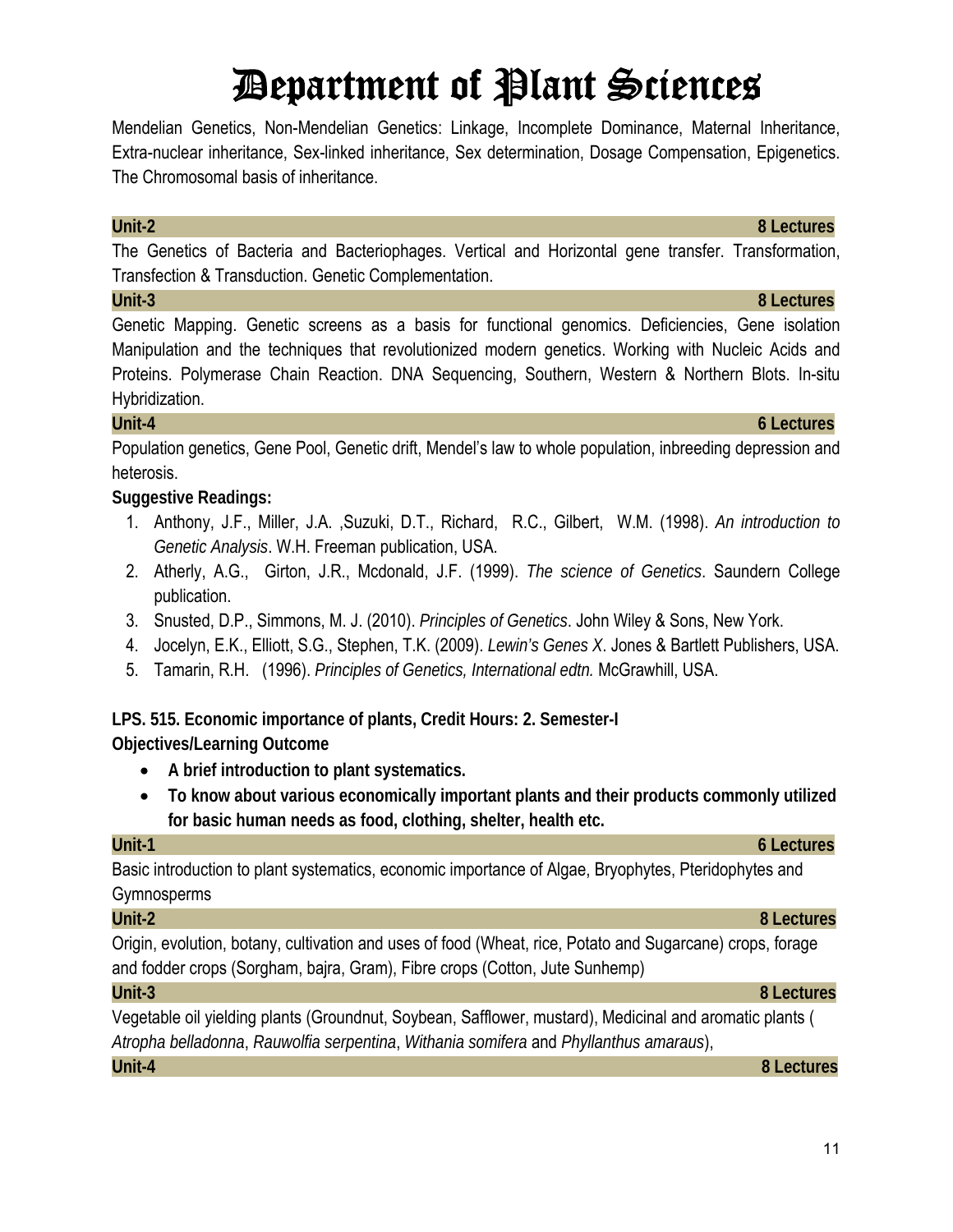Mendelian Genetics, Non-Mendelian Genetics: Linkage, Incomplete Dominance, Maternal Inheritance, Extra-nuclear inheritance, Sex-linked inheritance, Sex determination, Dosage Compensation, Epigenetics. The Chromosomal basis of inheritance.

**Unit-2** **8 Lectures**

The Genetics of Bacteria and Bacteriophages. Vertical and Horizontal gene transfer. Transformation, Transfection & Transduction. Genetic Complementation.

**Unit-3** **8 Lectures**

Genetic Mapping. Genetic screens as a basis for functional genomics. Deficiencies, Gene isolation Manipulation and the techniques that revolutionized modern genetics. Working with Nucleic Acids and Proteins. Polymerase Chain Reaction. DNA Sequencing, Southern, Western & Northern Blots. In-situ Hybridization.

**Unit-4** **6 Lectures**

Population genetics, Gene Pool, Genetic drift, Mendel's law to whole population, inbreeding depression and heterosis.

**Suggestive Readings:**

1. Anthony, J.F., Miller, J.A. ,Suzuki, D.T., Richard, R.C., Gilbert, W.M. (1998). *An introduction to Genetic Analysis*. W.H. Freeman publication, USA.
2. Atherly, A.G., Girton, J.R., Mcdonald, J.F. (1999). *The science of Genetics*. Saundern College publication.
3. Snusted, D.P., Simmons, M. J. (2010). *Principles of Genetics*. John Wiley & Sons, New York.
4. Jocelyn, E.K., Elliott, S.G., Stephen, T.K. (2009). *Lewin's Genes X*. Jones & Bartlett Publishers, USA.
5. Tamarin, R.H. (1996). *Principles of Genetics, International edtn.* McGrawhill, USA.

**LPS. 515. Economic importance of plants, Credit Hours: 2. Semester-I**

**Objectives/Learning Outcome**

- **A brief introduction to plant systematics.**
- **To know about various economically important plants and their products commonly utilized for basic human needs as food, clothing, shelter, health etc.**

**Unit-1** **6 Lectures**

Basic introduction to plant systematics, economic importance of Algae, Bryophytes, Pteridophytes and Gymnosperms

**Unit-2** **8 Lectures**

Origin, evolution, botany, cultivation and uses of food (Wheat, rice, Potato and Sugarcane) crops, forage and fodder crops (Sorgham, bajra, Gram), Fibre crops (Cotton, Jute Sunhemp)

**Unit-3** **8 Lectures**

Vegetable oil yielding plants (Groundnut, Soybean, Safflower, mustard), Medicinal and aromatic plants ( *Atropha belladonna*, *Rauwolfia serpentina*, *Withania somifera* and *Phyllanthus amaraus*),

**Unit-4** **8 Lectures**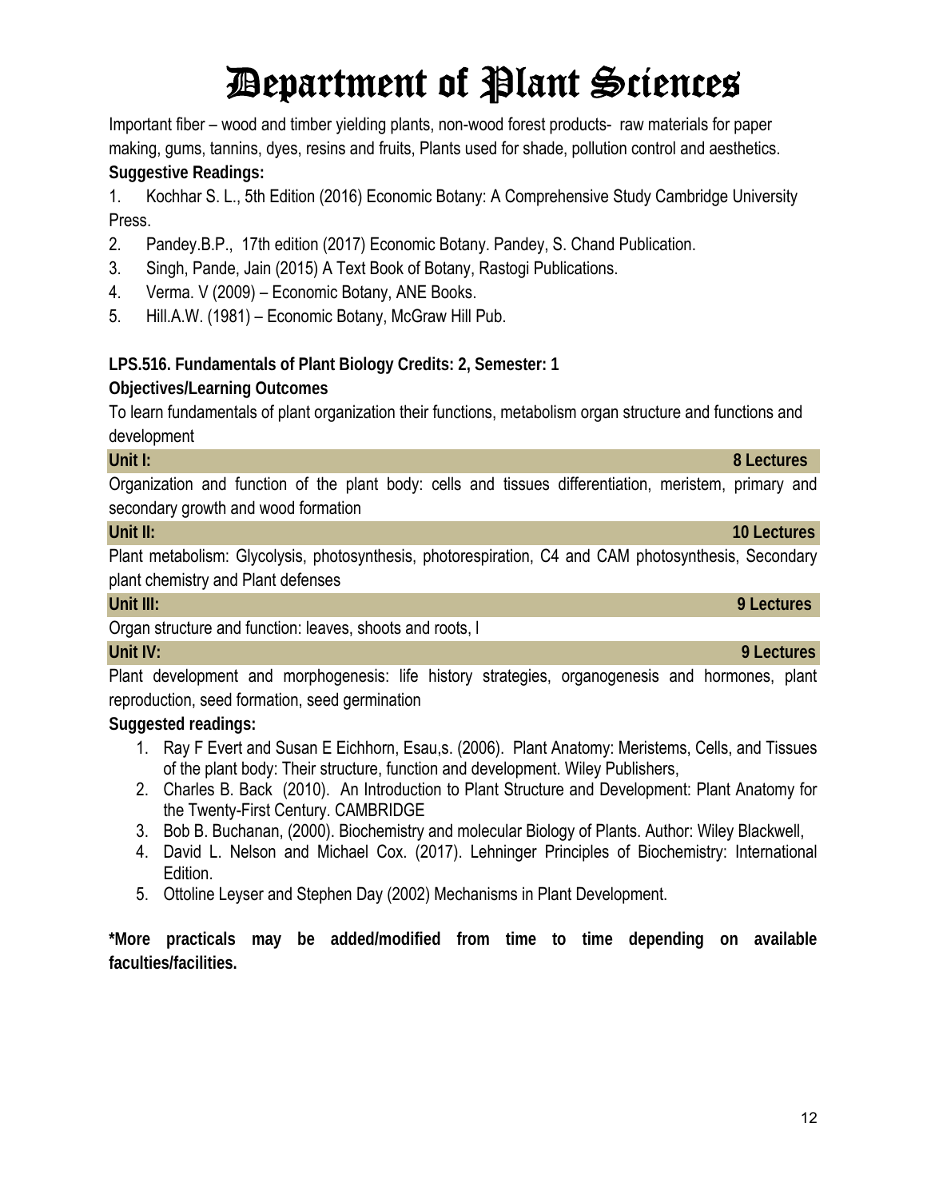Important fiber – wood and timber yielding plants, non-wood forest products- raw materials for paper making, gums, tannins, dyes, resins and fruits, Plants used for shade, pollution control and aesthetics.

**Suggestive Readings:**

1. Kochhar S. L., 5th Edition (2016) Economic Botany: A Comprehensive Study Cambridge University Press.
2. Pandey.B.P., 17th edition (2017) Economic Botany. Pandey, S. Chand Publication.
3. Singh, Pande, Jain (2015) A Text Book of Botany, Rastogi Publications.
4. Verma. V (2009) – Economic Botany, ANE Books.
5. Hill.A.W. (1981) – Economic Botany, McGraw Hill Pub.

**LPS.516. Fundamentals of Plant Biology Credits: 2, Semester: 1**

**Objectives/Learning Outcomes**

To learn fundamentals of plant organization their functions, metabolism organ structure and functions and development

**Unit I: 8 Lectures**

Organization and function of the plant body: cells and tissues differentiation, meristem, primary and secondary growth and wood formation

**Unit II: 10 Lectures**

Plant metabolism: Glycolysis, photosynthesis, photorespiration, C4 and CAM photosynthesis, Secondary plant chemistry and Plant defenses

**Unit III: 9 Lectures**

Organ structure and function: leaves, shoots and roots, l

**Unit IV: 9 Lectures**

Plant development and morphogenesis: life history strategies, organogenesis and hormones, plant reproduction, seed formation, seed germination

**Suggested readings:**

1. Ray F Evert and Susan E Eichhorn, Esau,s. (2006). Plant Anatomy: Meristems, Cells, and Tissues of the plant body: Their structure, function and development. Wiley Publishers,
2. Charles B. Back (2010). An Introduction to Plant Structure and Development: Plant Anatomy for the Twenty-First Century. CAMBRIDGE
3. Bob B. Buchanan, (2000). Biochemistry and molecular Biology of Plants. Author: Wiley Blackwell,
4. David L. Nelson and Michael Cox. (2017). Lehninger Principles of Biochemistry: International Edition.
5. Ottoline Leyser and Stephen Day (2002) Mechanisms in Plant Development.

**\*More practicals may be added/modified from time to time depending on available faculties/facilities.**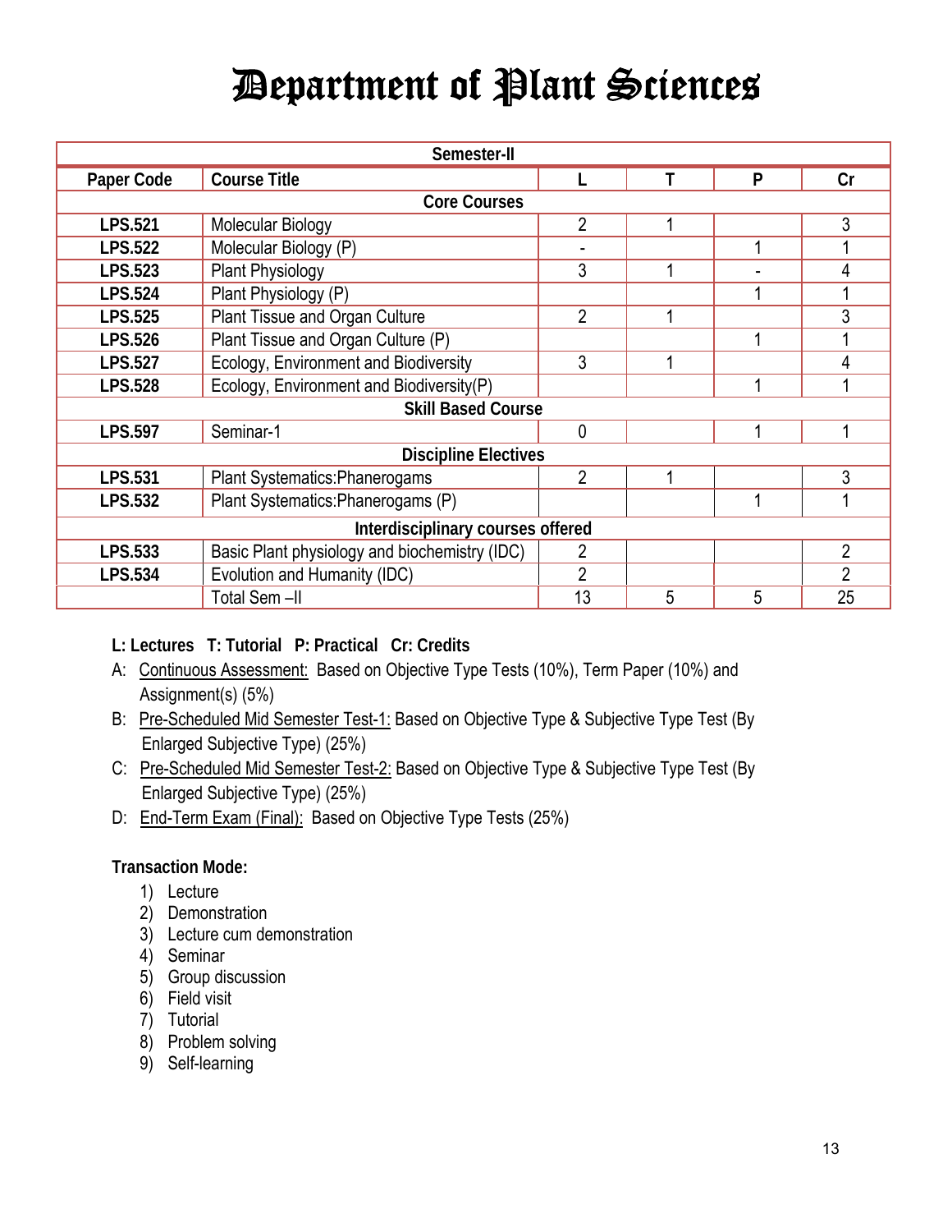# Department of Plant Sciences

| Semester-II | | | | | |
|---|---|---|---|---|---|
| **Paper Code** | **Course Title** | **L** | **T** | **P** | **Cr** |
| **Core Courses** | | | | | |
| **LPS.521** | Molecular Biology | 2 | 1 | | 3 |
| **LPS.522** | Molecular Biology (P) | - | | 1 | 1 |
| **LPS.523** | Plant Physiology | 3 | 1 | - | 4 |
| **LPS.524** | Plant Physiology (P) | | | 1 | 1 |
| **LPS.525** | Plant Tissue and Organ Culture | 2 | 1 | | 3 |
| **LPS.526** | Plant Tissue and Organ Culture (P) | | | 1 | 1 |
| **LPS.527** | Ecology, Environment and Biodiversity | 3 | 1 | | 4 |
| **LPS.528** | Ecology, Environment and Biodiversity(P) | | | 1 | 1 |
| **Skill Based Course** | | | | | |
| **LPS.597** | Seminar-1 | 0 | | 1 | 1 |
| **Discipline Electives** | | | | | |
| **LPS.531** | Plant Systematics:Phanerogams | 2 | 1 | | 3 |
| **LPS.532** | Plant Systematics:Phanerogams (P) | | | 1 | 1 |
| **Interdisciplinary courses offered** | | | | | |
| **LPS.533** | Basic Plant physiology and biochemistry (IDC) | 2 | | | 2 |
| **LPS.534** | Evolution and Humanity (IDC) | 2 | | | 2 |
| | Total Sem –II | 13 | 5 | 5 | 25 |

**L: Lectures T: Tutorial P: Practical Cr: Credits**

A: Continuous Assessment: Based on Objective Type Tests (10%), Term Paper (10%) and Assignment(s) (5%)

B: Pre-Scheduled Mid Semester Test-1: Based on Objective Type & Subjective Type Test (By Enlarged Subjective Type) (25%)

C: Pre-Scheduled Mid Semester Test-2: Based on Objective Type & Subjective Type Test (By Enlarged Subjective Type) (25%)

D: End-Term Exam (Final): Based on Objective Type Tests (25%)

**Transaction Mode:**

1) Lecture
2) Demonstration
3) Lecture cum demonstration
4) Seminar
5) Group discussion
6) Field visit
7) Tutorial
8) Problem solving
9) Self-learning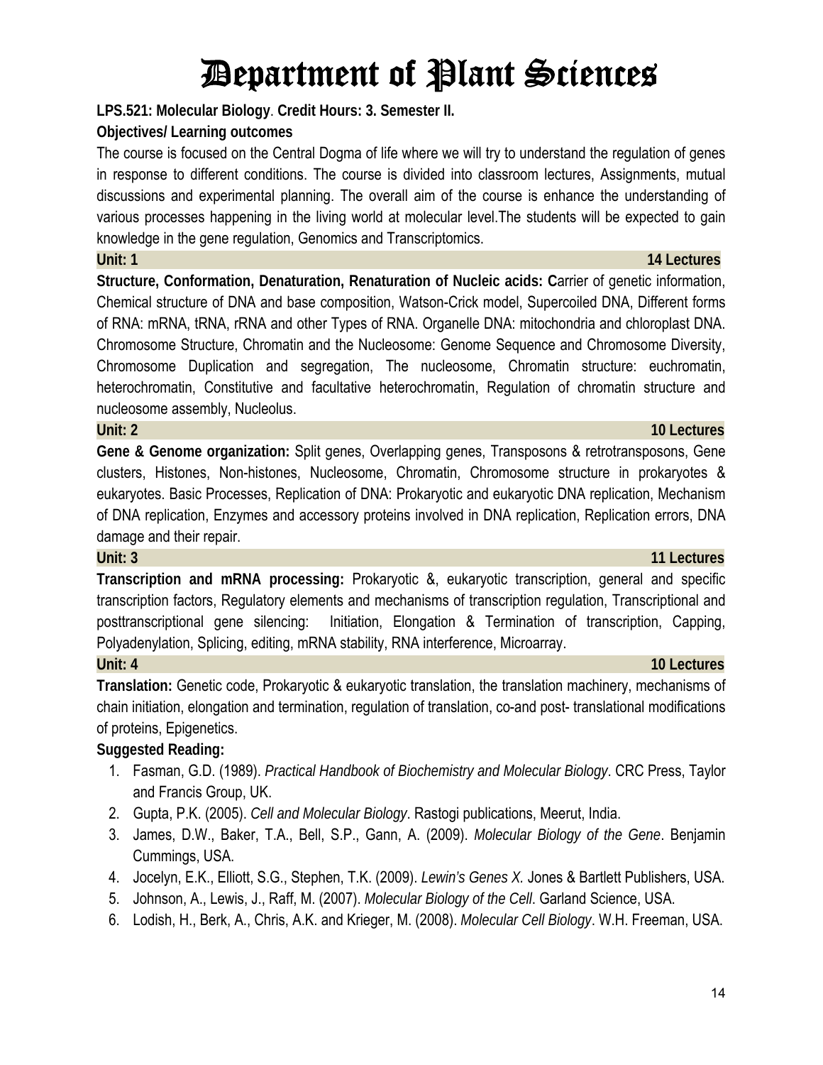# Department of Plant Sciences

**LPS.521: Molecular Biology**. **Credit Hours: 3. Semester II.**

**Objectives/ Learning outcomes**

The course is focused on the Central Dogma of life where we will try to understand the regulation of genes in response to different conditions. The course is divided into classroom lectures, Assignments, mutual discussions and experimental planning. The overall aim of the course is enhance the understanding of various processes happening in the living world at molecular level.The students will be expected to gain knowledge in the gene regulation, Genomics and Transcriptomics.

**Unit: 1** **14 Lectures**

**Structure, Conformation, Denaturation, Renaturation of Nucleic acids: C**arrier of genetic information, Chemical structure of DNA and base composition, Watson-Crick model, Supercoiled DNA, Different forms of RNA: mRNA, tRNA, rRNA and other Types of RNA. Organelle DNA: mitochondria and chloroplast DNA. Chromosome Structure, Chromatin and the Nucleosome: Genome Sequence and Chromosome Diversity, Chromosome Duplication and segregation, The nucleosome, Chromatin structure: euchromatin, heterochromatin, Constitutive and facultative heterochromatin, Regulation of chromatin structure and nucleosome assembly, Nucleolus.

**Unit: 2** **10 Lectures**

**Gene & Genome organization:** Split genes, Overlapping genes, Transposons & retrotransposons, Gene clusters, Histones, Non-histones, Nucleosome, Chromatin, Chromosome structure in prokaryotes & eukaryotes. Basic Processes, Replication of DNA: Prokaryotic and eukaryotic DNA replication, Mechanism of DNA replication, Enzymes and accessory proteins involved in DNA replication, Replication errors, DNA damage and their repair.

**Unit: 3** **11 Lectures**

**Transcription and mRNA processing:** Prokaryotic &, eukaryotic transcription, general and specific transcription factors, Regulatory elements and mechanisms of transcription regulation, Transcriptional and posttranscriptional gene silencing: Initiation, Elongation & Termination of transcription, Capping, Polyadenylation, Splicing, editing, mRNA stability, RNA interference, Microarray.

**Unit: 4** **10 Lectures**

**Translation:** Genetic code, Prokaryotic & eukaryotic translation, the translation machinery, mechanisms of chain initiation, elongation and termination, regulation of translation, co-and post- translational modifications of proteins, Epigenetics.

**Suggested Reading:**

1. Fasman, G.D. (1989). *Practical Handbook of Biochemistry and Molecular Biology*. CRC Press, Taylor and Francis Group, UK.
2. Gupta, P.K. (2005). *Cell and Molecular Biology*. Rastogi publications, Meerut, India.
3. James, D.W., Baker, T.A., Bell, S.P., Gann, A. (2009). *Molecular Biology of the Gene*. Benjamin Cummings, USA.
4. Jocelyn, E.K., Elliott, S.G., Stephen, T.K. (2009). *Lewin's Genes X.* Jones & Bartlett Publishers, USA.
5. Johnson, A., Lewis, J., Raff, M. (2007). *Molecular Biology of the Cell*. Garland Science, USA.
6. Lodish, H., Berk, A., Chris, A.K. and Krieger, M. (2008). *Molecular Cell Biology*. W.H. Freeman, USA.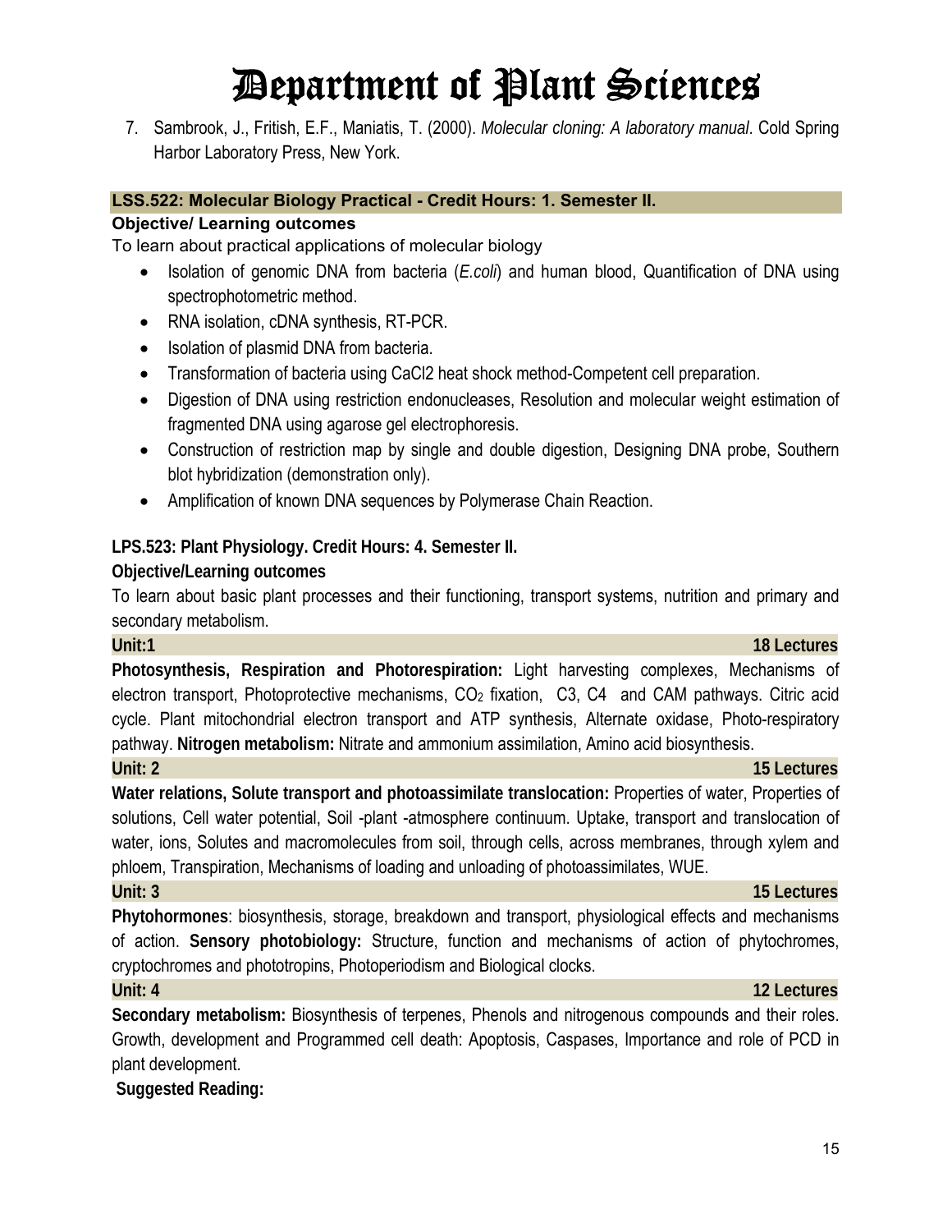7. Sambrook, J., Fritish, E.F., Maniatis, T. (2000). *Molecular cloning: A laboratory manual*. Cold Spring Harbor Laboratory Press, New York.

### LSS.522: Molecular Biology Practical - Credit Hours: 1. Semester II.

**Objective/ Learning outcomes**

To learn about practical applications of molecular biology

- Isolation of genomic DNA from bacteria (*E.coli*) and human blood, Quantification of DNA using spectrophotometric method.
- RNA isolation, cDNA synthesis, RT-PCR.
- Isolation of plasmid DNA from bacteria.
- Transformation of bacteria using CaCl2 heat shock method-Competent cell preparation.
- Digestion of DNA using restriction endonucleases, Resolution and molecular weight estimation of fragmented DNA using agarose gel electrophoresis.
- Construction of restriction map by single and double digestion, Designing DNA probe, Southern blot hybridization (demonstration only).
- Amplification of known DNA sequences by Polymerase Chain Reaction.

### LPS.523: Plant Physiology. Credit Hours: 4. Semester II.

**Objective/Learning outcomes**

To learn about basic plant processes and their functioning, transport systems, nutrition and primary and secondary metabolism.

**Unit:1** **18 Lectures**

**Photosynthesis, Respiration and Photorespiration:** Light harvesting complexes, Mechanisms of electron transport, Photoprotective mechanisms, $CO_2$ fixation, C3, C4 and CAM pathways. Citric acid cycle. Plant mitochondrial electron transport and ATP synthesis, Alternate oxidase, Photo-respiratory pathway. **Nitrogen metabolism:** Nitrate and ammonium assimilation, Amino acid biosynthesis.

**Unit: 2** **15 Lectures**

**Water relations, Solute transport and photoassimilate translocation:** Properties of water, Properties of solutions, Cell water potential, Soil -plant -atmosphere continuum. Uptake, transport and translocation of water, ions, Solutes and macromolecules from soil, through cells, across membranes, through xylem and phloem, Transpiration, Mechanisms of loading and unloading of photoassimilates, WUE.

**Unit: 3** **15 Lectures**

**Phytohormones**: biosynthesis, storage, breakdown and transport, physiological effects and mechanisms of action. **Sensory photobiology:** Structure, function and mechanisms of action of phytochromes, cryptochromes and phototropins, Photoperiodism and Biological clocks.

**Unit: 4** **12 Lectures**

**Secondary metabolism:** Biosynthesis of terpenes, Phenols and nitrogenous compounds and their roles. Growth, development and Programmed cell death: Apoptosis, Caspases, Importance and role of PCD in plant development.

**Suggested Reading:**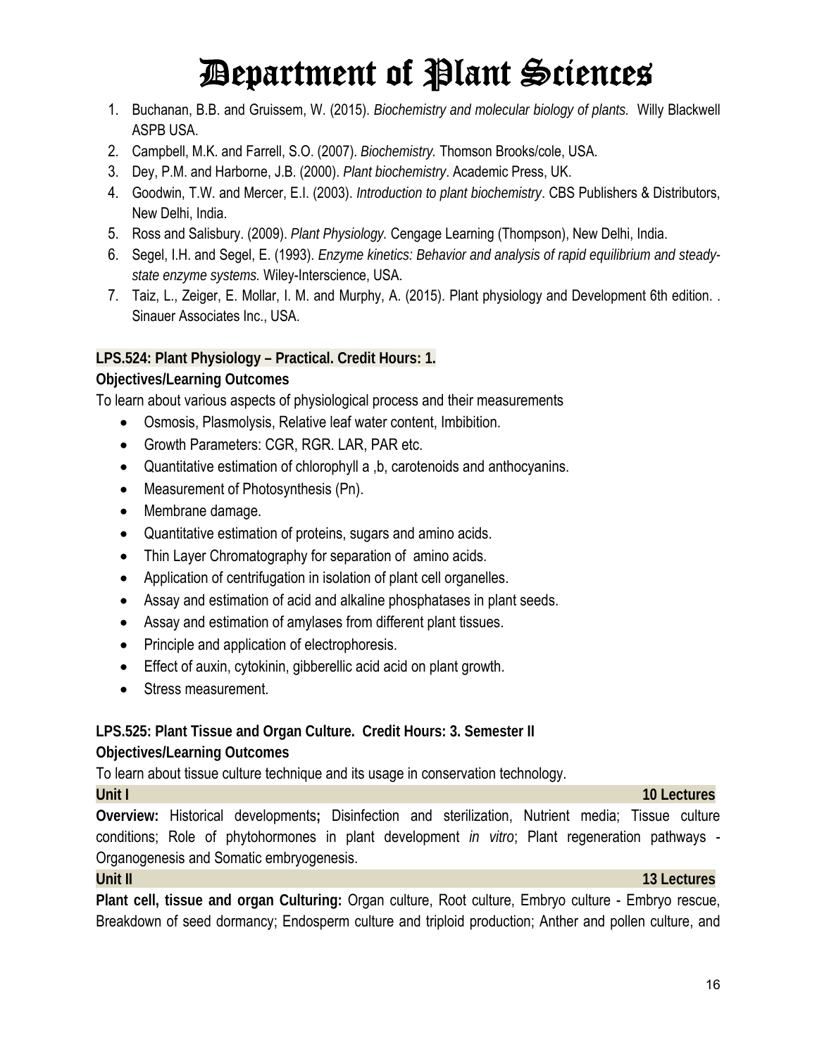1. Buchanan, B.B. and Gruissem, W. (2015). *Biochemistry and molecular biology of plants.* Willy Blackwell ASPB USA.
2. Campbell, M.K. and Farrell, S.O. (2007). *Biochemistry.* Thomson Brooks/cole, USA.
3. Dey, P.M. and Harborne, J.B. (2000). *Plant biochemistry*. Academic Press, UK.
4. Goodwin, T.W. and Mercer, E.I. (2003). *Introduction to plant biochemistry*. CBS Publishers & Distributors, New Delhi, India.
5. Ross and Salisbury. (2009). *Plant Physiology.* Cengage Learning (Thompson), New Delhi, India.
6. Segel, I.H. and Segel, E. (1993). *Enzyme kinetics: Behavior and analysis of rapid equilibrium and steady-state enzyme systems.* Wiley-Interscience, USA.
7. Taiz, L., Zeiger, E. Mollar, I. M. and Murphy, A. (2015). Plant physiology and Development 6th edition. . Sinauer Associates Inc., USA.

**LPS.524: Plant Physiology – Practical. Credit Hours: 1.**

**Objectives/Learning Outcomes**

To learn about various aspects of physiological process and their measurements

- Osmosis, Plasmolysis, Relative leaf water content, Imbibition.
- Growth Parameters: CGR, RGR. LAR, PAR etc.
- Quantitative estimation of chlorophyll a ,b, carotenoids and anthocyanins.
- Measurement of Photosynthesis (Pn).
- Membrane damage.
- Quantitative estimation of proteins, sugars and amino acids.
- Thin Layer Chromatography for separation of amino acids.
- Application of centrifugation in isolation of plant cell organelles.
- Assay and estimation of acid and alkaline phosphatases in plant seeds.
- Assay and estimation of amylases from different plant tissues.
- Principle and application of electrophoresis.
- Effect of auxin, cytokinin, gibberellic acid acid on plant growth.
- Stress measurement.

**LPS.525: Plant Tissue and Organ Culture. Credit Hours: 3. Semester II**

**Objectives/Learning Outcomes**

To learn about tissue culture technique and its usage in conservation technology.

**Unit I** **10 Lectures**

**Overview:** Historical developments**;** Disinfection and sterilization, Nutrient media; Tissue culture conditions; Role of phytohormones in plant development *in vitro*; Plant regeneration pathways - Organogenesis and Somatic embryogenesis.

**Unit II** **13 Lectures**

**Plant cell, tissue and organ Culturing:** Organ culture, Root culture, Embryo culture - Embryo rescue, Breakdown of seed dormancy; Endosperm culture and triploid production; Anther and pollen culture, and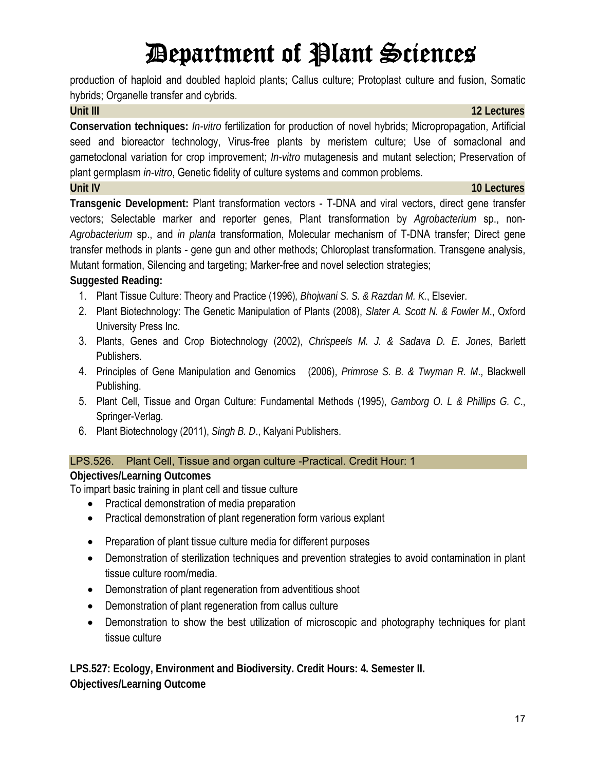production of haploid and doubled haploid plants; Callus culture; Protoplast culture and fusion, Somatic hybrids; Organelle transfer and cybrids.

**Unit III** **12 Lectures**

**Conservation techniques:** *In-vitro* fertilization for production of novel hybrids; Micropropagation, Artificial seed and bioreactor technology, Virus-free plants by meristem culture; Use of somaclonal and gametoclonal variation for crop improvement; *In-vitro* mutagenesis and mutant selection; Preservation of plant germplasm *in-vitro*, Genetic fidelity of culture systems and common problems.

**Unit IV** **10 Lectures**

**Transgenic Development:** Plant transformation vectors - T-DNA and viral vectors, direct gene transfer vectors; Selectable marker and reporter genes, Plant transformation by *Agrobacterium* sp., non-*Agrobacterium* sp., and *in planta* transformation, Molecular mechanism of T-DNA transfer; Direct gene transfer methods in plants - gene gun and other methods; Chloroplast transformation. Transgene analysis, Mutant formation, Silencing and targeting; Marker-free and novel selection strategies;

**Suggested Reading:**

1. Plant Tissue Culture: Theory and Practice (1996), *Bhojwani S. S. & Razdan M. K.*, Elsevier.
2. Plant Biotechnology: The Genetic Manipulation of Plants (2008), *Slater A. Scott N. & Fowler M.*, Oxford University Press Inc.
3. Plants, Genes and Crop Biotechnology (2002), *Chrispeels M. J. & Sadava D. E. Jones*, Barlett Publishers.
4. Principles of Gene Manipulation and Genomics (2006), *Primrose S. B. & Twyman R. M.*, Blackwell Publishing.
5. Plant Cell, Tissue and Organ Culture: Fundamental Methods (1995), *Gamborg O. L & Phillips G. C.*, Springer-Verlag.
6. Plant Biotechnology (2011), *Singh B. D.*, Kalyani Publishers.

## LPS.526. Plant Cell, Tissue and organ culture -Practical. Credit Hour: 1

**Objectives/Learning Outcomes**

To impart basic training in plant cell and tissue culture

- Practical demonstration of media preparation
- Practical demonstration of plant regeneration form various explant
- Preparation of plant tissue culture media for different purposes
- Demonstration of sterilization techniques and prevention strategies to avoid contamination in plant tissue culture room/media.
- Demonstration of plant regeneration from adventitious shoot
- Demonstration of plant regeneration from callus culture
- Demonstration to show the best utilization of microscopic and photography techniques for plant tissue culture

## LPS.527: Ecology, Environment and Biodiversity. Credit Hours: 4. Semester II.

**Objectives/Learning Outcome**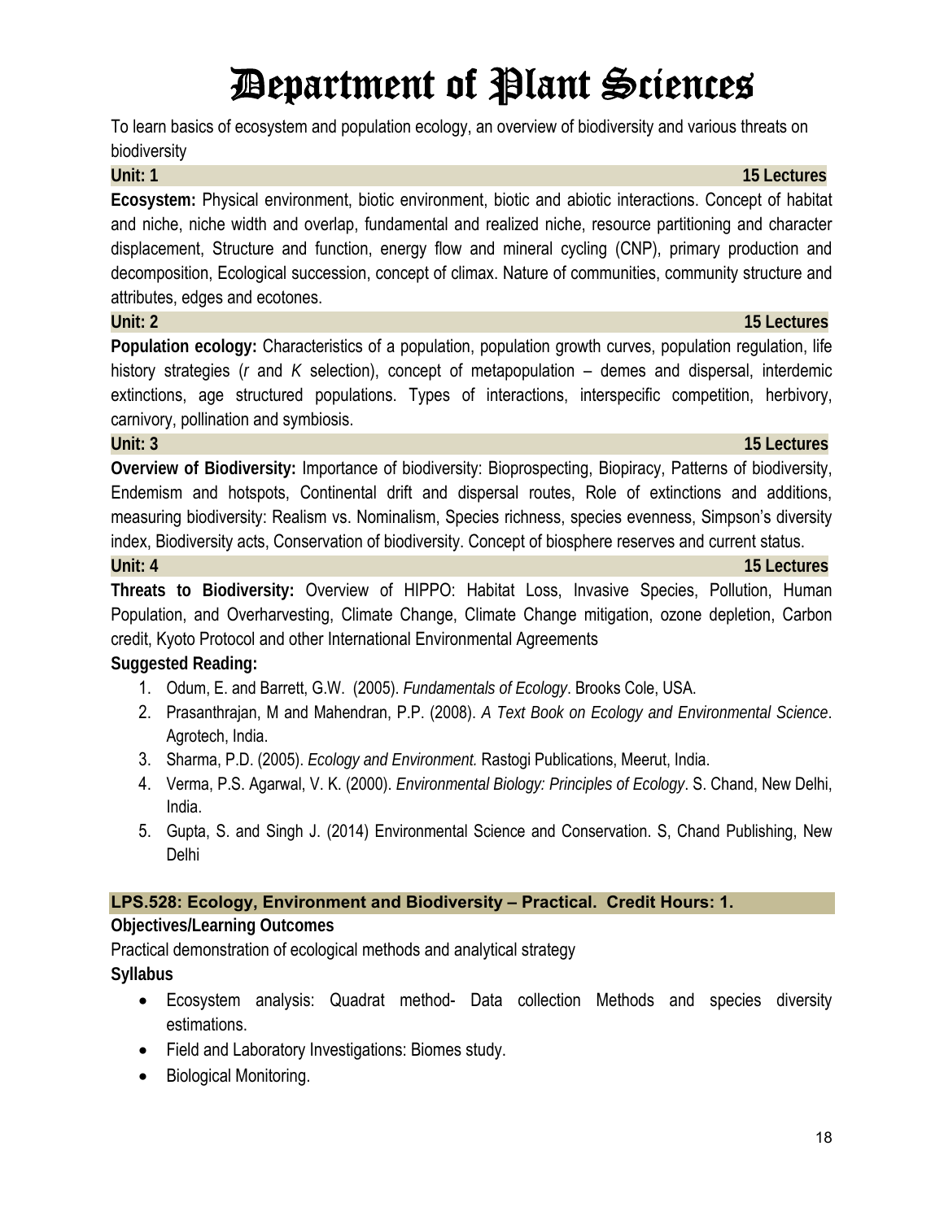# Department of Plant Sciences

To learn basics of ecosystem and population ecology, an overview of biodiversity and various threats on biodiversity

**Unit: 1** **15 Lectures**

**Ecosystem:** Physical environment, biotic environment, biotic and abiotic interactions. Concept of habitat and niche, niche width and overlap, fundamental and realized niche, resource partitioning and character displacement, Structure and function, energy flow and mineral cycling (CNP), primary production and decomposition, Ecological succession, concept of climax. Nature of communities, community structure and attributes, edges and ecotones.

**Unit: 2** **15 Lectures**

**Population ecology:** Characteristics of a population, population growth curves, population regulation, life history strategies (*r* and *K* selection), concept of metapopulation – demes and dispersal, interdemic extinctions, age structured populations. Types of interactions, interspecific competition, herbivory, carnivory, pollination and symbiosis.

**Unit: 3** **15 Lectures**

**Overview of Biodiversity:** Importance of biodiversity: Bioprospecting, Biopiracy, Patterns of biodiversity, Endemism and hotspots, Continental drift and dispersal routes, Role of extinctions and additions, measuring biodiversity: Realism vs. Nominalism, Species richness, species evenness, Simpson's diversity index, Biodiversity acts, Conservation of biodiversity. Concept of biosphere reserves and current status.

**Unit: 4** **15 Lectures**

**Threats to Biodiversity:** Overview of HIPPO: Habitat Loss, Invasive Species, Pollution, Human Population, and Overharvesting, Climate Change, Climate Change mitigation, ozone depletion, Carbon credit, Kyoto Protocol and other International Environmental Agreements

**Suggested Reading:**

1. Odum, E. and Barrett, G.W. (2005). *Fundamentals of Ecology*. Brooks Cole, USA.
2. Prasanthrajan, M and Mahendran, P.P. (2008). *A Text Book on Ecology and Environmental Science*. Agrotech, India.
3. Sharma, P.D. (2005). *Ecology and Environment.* Rastogi Publications, Meerut, India.
4. Verma, P.S. Agarwal, V. K. (2000). *Environmental Biology: Principles of Ecology*. S. Chand, New Delhi, India.
5. Gupta, S. and Singh J. (2014) Environmental Science and Conservation. S, Chand Publishing, New Delhi

## LPS.528: Ecology, Environment and Biodiversity – Practical. Credit Hours: 1.

**Objectives/Learning Outcomes**

Practical demonstration of ecological methods and analytical strategy

**Syllabus**

- Ecosystem analysis: Quadrat method- Data collection Methods and species diversity estimations.
- Field and Laboratory Investigations: Biomes study.
- Biological Monitoring.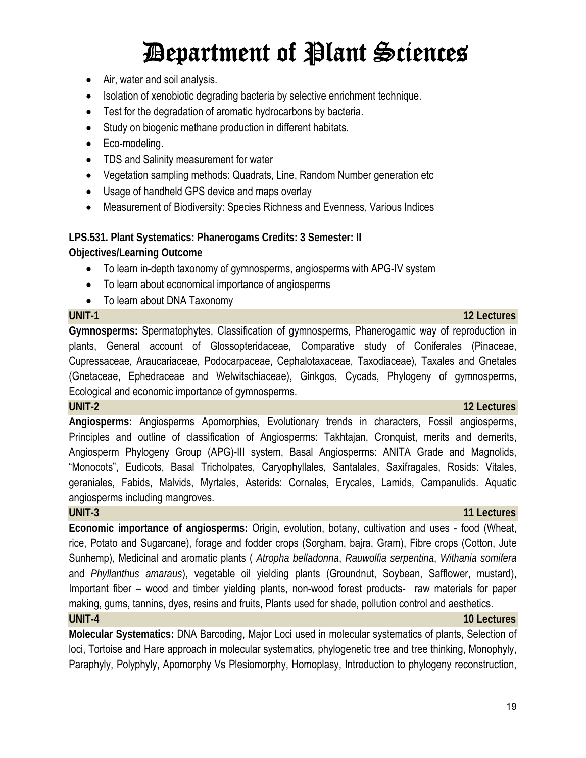- Air, water and soil analysis.
- Isolation of xenobiotic degrading bacteria by selective enrichment technique.
- Test for the degradation of aromatic hydrocarbons by bacteria.
- Study on biogenic methane production in different habitats.
- Eco-modeling.
- TDS and Salinity measurement for water
- Vegetation sampling methods: Quadrats, Line, Random Number generation etc
- Usage of handheld GPS device and maps overlay
- Measurement of Biodiversity: Species Richness and Evenness, Various Indices

**LPS.531. Plant Systematics: Phanerogams Credits: 3 Semester: II**

**Objectives/Learning Outcome**

- To learn in-depth taxonomy of gymnosperms, angiosperms with APG-IV system
- To learn about economical importance of angiosperms
- To learn about DNA Taxonomy

**UNIT-1** **12 Lectures**

**Gymnosperms:** Spermatophytes, Classification of gymnosperms, Phanerogamic way of reproduction in plants, General account of Glossopteridaceae, Comparative study of Coniferales (Pinaceae, Cupressaceae, Araucariaceae, Podocarpaceae, Cephalotaxaceae, Taxodiaceae), Taxales and Gnetales (Gnetaceae, Ephedraceae and Welwitschiaceae), Ginkgos, Cycads, Phylogeny of gymnosperms, Ecological and economic importance of gymnosperms.

**UNIT-2** **12 Lectures**

**Angiosperms:** Angiosperms Apomorphies, Evolutionary trends in characters, Fossil angiosperms, Principles and outline of classification of Angiosperms: Takhtajan, Cronquist, merits and demerits, Angiosperm Phylogeny Group (APG)-III system, Basal Angiosperms: ANITA Grade and Magnolids, "Monocots", Eudicots, Basal Tricholpates, Caryophyllales, Santalales, Saxifragales, Rosids: Vitales, geraniales, Fabids, Malvids, Myrtales, Asterids: Cornales, Erycales, Lamids, Campanulids. Aquatic angiosperms including mangroves.

**UNIT-3** **11 Lectures**

**Economic importance of angiosperms:** Origin, evolution, botany, cultivation and uses - food (Wheat, rice, Potato and Sugarcane), forage and fodder crops (Sorgham, bajra, Gram), Fibre crops (Cotton, Jute Sunhemp), Medicinal and aromatic plants ( *Atropha belladonna*, *Rauwolfia serpentina*, *Withania somifera* and *Phyllanthus amaraus*), vegetable oil yielding plants (Groundnut, Soybean, Safflower, mustard), Important fiber – wood and timber yielding plants, non-wood forest products- raw materials for paper making, gums, tannins, dyes, resins and fruits, Plants used for shade, pollution control and aesthetics.

**UNIT-4** **10 Lectures**

**Molecular Systematics:** DNA Barcoding, Major Loci used in molecular systematics of plants, Selection of loci, Tortoise and Hare approach in molecular systematics, phylogenetic tree and tree thinking, Monophyly, Paraphyly, Polyphyly, Apomorphy Vs Plesiomorphy, Homoplasy, Introduction to phylogeny reconstruction,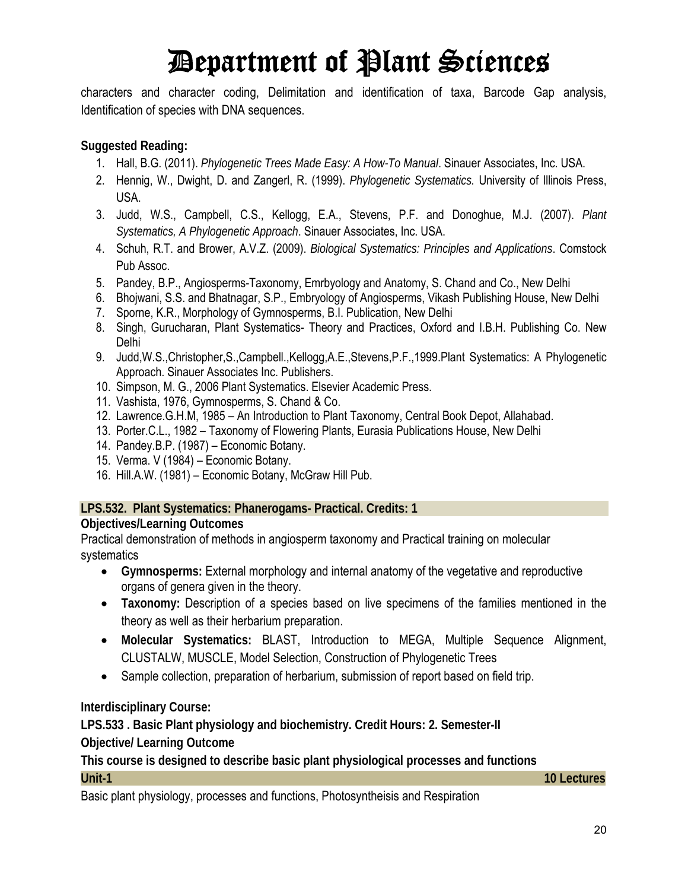characters and character coding, Delimitation and identification of taxa, Barcode Gap analysis, Identification of species with DNA sequences.

**Suggested Reading:**

1. Hall, B.G. (2011). *Phylogenetic Trees Made Easy: A How-To Manual*. Sinauer Associates, Inc. USA.
2. Hennig, W., Dwight, D. and Zangerl, R. (1999). *Phylogenetic Systematics.* University of Illinois Press, USA.
3. Judd, W.S., Campbell, C.S., Kellogg, E.A., Stevens, P.F. and Donoghue, M.J. (2007). *Plant Systematics, A Phylogenetic Approach*. Sinauer Associates, Inc. USA.
4. Schuh, R.T. and Brower, A.V.Z. (2009). *Biological Systematics: Principles and Applications*. Comstock Pub Assoc.
5. Pandey, B.P., Angiosperms-Taxonomy, Emrbyology and Anatomy, S. Chand and Co., New Delhi
6. Bhojwani, S.S. and Bhatnagar, S.P., Embryology of Angiosperms, Vikash Publishing House, New Delhi
7. Sporne, K.R., Morphology of Gymnosperms, B.I. Publication, New Delhi
8. Singh, Gurucharan, Plant Systematics- Theory and Practices, Oxford and I.B.H. Publishing Co. New Delhi
9. Judd,W.S.,Christopher,S.,Campbell.,Kellogg,A.E.,Stevens,P.F.,1999.Plant Systematics: A Phylogenetic Approach. Sinauer Associates Inc. Publishers.
10. Simpson, M. G., 2006 Plant Systematics. Elsevier Academic Press.
11. Vashista, 1976, Gymnosperms, S. Chand & Co.
12. Lawrence.G.H.M, 1985 – An Introduction to Plant Taxonomy, Central Book Depot, Allahabad.
13. Porter.C.L., 1982 – Taxonomy of Flowering Plants, Eurasia Publications House, New Delhi
14. Pandey.B.P. (1987) – Economic Botany.
15. Verma. V (1984) – Economic Botany.
16. Hill.A.W. (1981) – Economic Botany, McGraw Hill Pub.

**LPS.532. Plant Systematics: Phanerogams- Practical. Credits: 1**

**Objectives/Learning Outcomes**

Practical demonstration of methods in angiosperm taxonomy and Practical training on molecular systematics

- **Gymnosperms:** External morphology and internal anatomy of the vegetative and reproductive organs of genera given in the theory.
- **Taxonomy:** Description of a species based on live specimens of the families mentioned in the theory as well as their herbarium preparation.
- **Molecular Systematics:** BLAST, Introduction to MEGA, Multiple Sequence Alignment, CLUSTALW, MUSCLE, Model Selection, Construction of Phylogenetic Trees
- Sample collection, preparation of herbarium, submission of report based on field trip.

**Interdisciplinary Course:**

**LPS.533 . Basic Plant physiology and biochemistry. Credit Hours: 2. Semester-II**

**Objective/ Learning Outcome**

**This course is designed to describe basic plant physiological processes and functions**

**Unit-1** **10 Lectures**

Basic plant physiology, processes and functions, Photosyntheisis and Respiration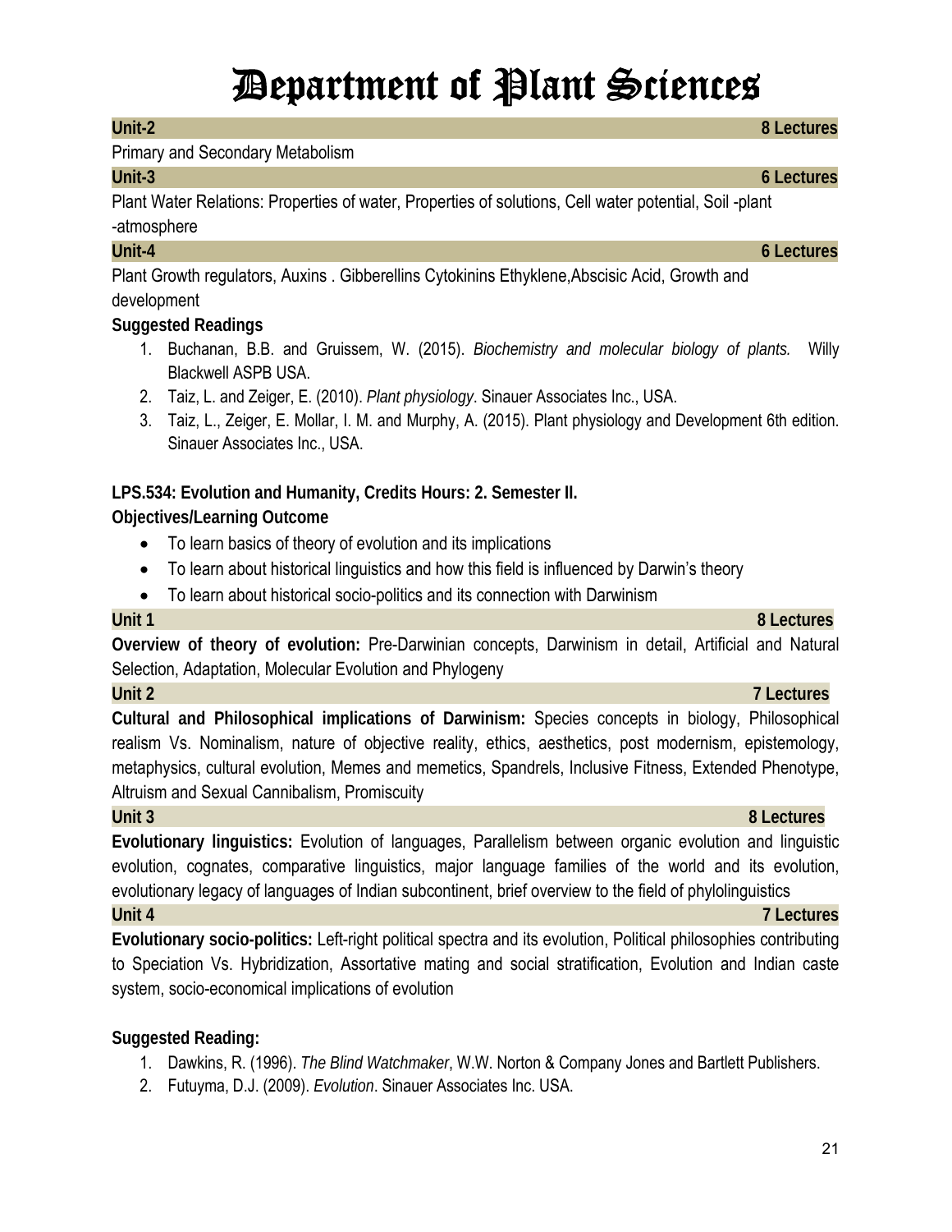# Department of Plant Sciences

**Unit-2** **8 Lectures**

Primary and Secondary Metabolism

**Unit-3** **6 Lectures**

Plant Water Relations: Properties of water, Properties of solutions, Cell water potential, Soil -plant -atmosphere

**Unit-4** **6 Lectures**

Plant Growth regulators, Auxins . Gibberellins Cytokinins Ethyklene,Abscisic Acid, Growth and development

**Suggested Readings**

1. Buchanan, B.B. and Gruissem, W. (2015). *Biochemistry and molecular biology of plants.* Willy Blackwell ASPB USA.
2. Taiz, L. and Zeiger, E. (2010). *Plant physiology*. Sinauer Associates Inc., USA.
3. Taiz, L., Zeiger, E. Mollar, I. M. and Murphy, A. (2015). Plant physiology and Development 6th edition. Sinauer Associates Inc., USA.

**LPS.534: Evolution and Humanity, Credits Hours: 2. Semester II.**

**Objectives/Learning Outcome**

- To learn basics of theory of evolution and its implications
- To learn about historical linguistics and how this field is influenced by Darwin's theory
- To learn about historical socio-politics and its connection with Darwinism

**Unit 1** **8 Lectures**

**Overview of theory of evolution:** Pre-Darwinian concepts, Darwinism in detail, Artificial and Natural Selection, Adaptation, Molecular Evolution and Phylogeny

**Unit 2** **7 Lectures**

**Cultural and Philosophical implications of Darwinism:** Species concepts in biology, Philosophical realism Vs. Nominalism, nature of objective reality, ethics, aesthetics, post modernism, epistemology, metaphysics, cultural evolution, Memes and memetics, Spandrels, Inclusive Fitness, Extended Phenotype, Altruism and Sexual Cannibalism, Promiscuity

**Unit 3** **8 Lectures**

**Evolutionary linguistics:** Evolution of languages, Parallelism between organic evolution and linguistic evolution, cognates, comparative linguistics, major language families of the world and its evolution, evolutionary legacy of languages of Indian subcontinent, brief overview to the field of phylolinguistics

**Unit 4** **7 Lectures**

**Evolutionary socio-politics:** Left-right political spectra and its evolution, Political philosophies contributing to Speciation Vs. Hybridization, Assortative mating and social stratification, Evolution and Indian caste system, socio-economical implications of evolution

**Suggested Reading:**

1. Dawkins, R. (1996). *The Blind Watchmaker*, W.W. Norton & Company Jones and Bartlett Publishers.
2. Futuyma, D.J. (2009). *Evolution*. Sinauer Associates Inc. USA.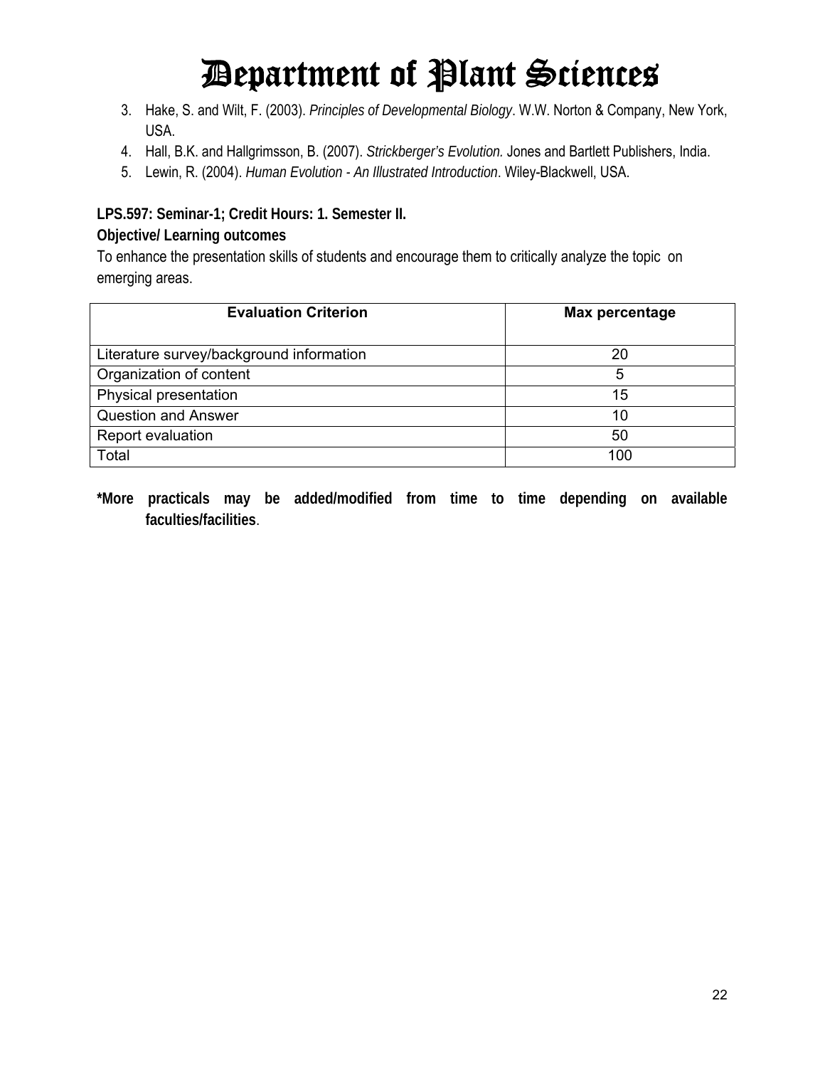3. Hake, S. and Wilt, F. (2003). *Principles of Developmental Biology*. W.W. Norton & Company, New York, USA.
4. Hall, B.K. and Hallgrimsson, B. (2007). *Strickberger's Evolution.* Jones and Bartlett Publishers, India.
5. Lewin, R. (2004). *Human Evolution - An Illustrated Introduction*. Wiley-Blackwell, USA.

**LPS.597: Seminar-1; Credit Hours: 1. Semester II.**

**Objective/ Learning outcomes**

To enhance the presentation skills of students and encourage them to critically analyze the topic on emerging areas.

| Evaluation Criterion | Max percentage |
|---|---|
| Literature survey/background information | 20 |
| Organization of content | 5 |
| Physical presentation | 15 |
| Question and Answer | 10 |
| Report evaluation | 50 |
| Total | 100 |

**\*More practicals may be added/modified from time to time depending on available faculties/facilities**.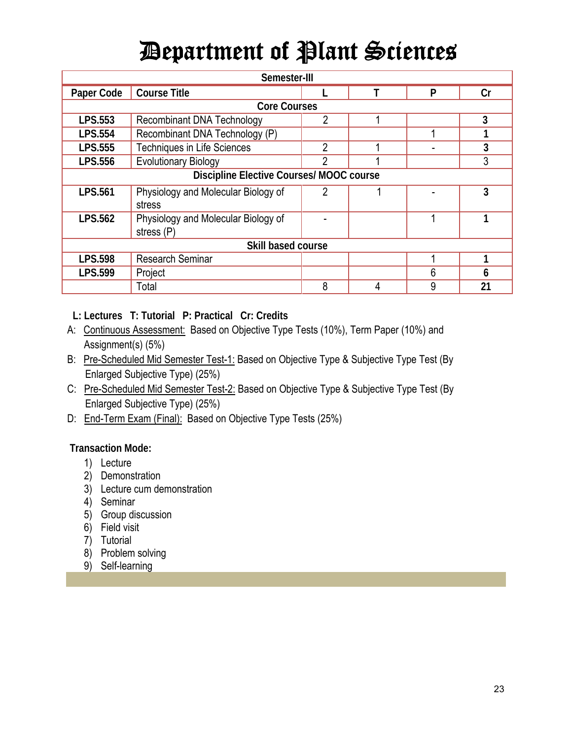# Department of Plant Sciences

| Paper Code | Course Title | L | T | P | Cr |
|---|---|---|---|---|---|
| **Semester-III** | | | | | |
| **Core Courses** | | | | | |
| **LPS.553** | Recombinant DNA Technology | 2 | 1 | | **3** |
| **LPS.554** | Recombinant DNA Technology (P) | | | 1 | **1** |
| **LPS.555** | Techniques in Life Sciences | 2 | 1 | - | **3** |
| **LPS.556** | Evolutionary Biology | 2 | 1 | | 3 |
| **Discipline Elective Courses/ MOOC course** | | | | | |
| **LPS.561** | Physiology and Molecular Biology of stress | 2 | 1 | - | **3** |
| **LPS.562** | Physiology and Molecular Biology of stress (P) | - | | 1 | **1** |
| **Skill based course** | | | | | |
| **LPS.598** | Research Seminar | | | 1 | **1** |
| **LPS.599** | Project | | | 6 | **6** |
| | Total | 8 | 4 | 9 | **21** |

**L: Lectures T: Tutorial P: Practical Cr: Credits**

A: Continuous Assessment: Based on Objective Type Tests (10%), Term Paper (10%) and Assignment(s) (5%)

B: Pre-Scheduled Mid Semester Test-1: Based on Objective Type & Subjective Type Test (By Enlarged Subjective Type) (25%)

C: Pre-Scheduled Mid Semester Test-2: Based on Objective Type & Subjective Type Test (By Enlarged Subjective Type) (25%)

D: End-Term Exam (Final): Based on Objective Type Tests (25%)

**Transaction Mode:**

1) Lecture
2) Demonstration
3) Lecture cum demonstration
4) Seminar
5) Group discussion
6) Field visit
7) Tutorial
8) Problem solving
9) Self-learning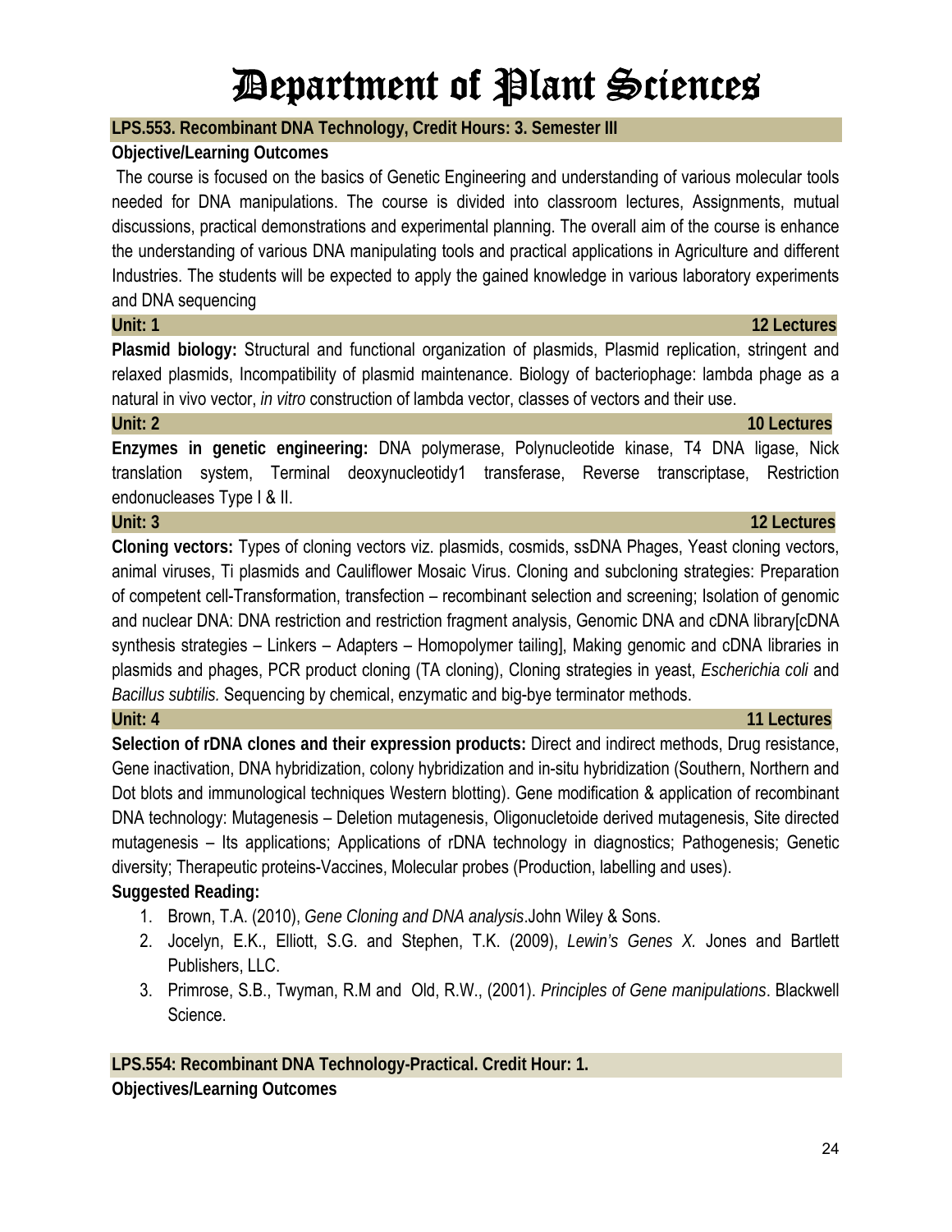# Department of Plant Sciences

## LPS.553. Recombinant DNA Technology, Credit Hours: 3. Semester III

**Objective/Learning Outcomes**

The course is focused on the basics of Genetic Engineering and understanding of various molecular tools needed for DNA manipulations. The course is divided into classroom lectures, Assignments, mutual discussions, practical demonstrations and experimental planning. The overall aim of the course is enhance the understanding of various DNA manipulating tools and practical applications in Agriculture and different Industries. The students will be expected to apply the gained knowledge in various laboratory experiments and DNA sequencing

**Unit: 1** **12 Lectures**

**Plasmid biology:** Structural and functional organization of plasmids, Plasmid replication, stringent and relaxed plasmids, Incompatibility of plasmid maintenance. Biology of bacteriophage: lambda phage as a natural in vivo vector, *in vitro* construction of lambda vector, classes of vectors and their use.

**Unit: 2** **10 Lectures**

**Enzymes in genetic engineering:** DNA polymerase, Polynucleotide kinase, T4 DNA ligase, Nick translation system, Terminal deoxynucleotidy1 transferase, Reverse transcriptase, Restriction endonucleases Type I & II.

**Unit: 3** **12 Lectures**

**Cloning vectors:** Types of cloning vectors viz. plasmids, cosmids, ssDNA Phages, Yeast cloning vectors, animal viruses, Ti plasmids and Cauliflower Mosaic Virus. Cloning and subcloning strategies: Preparation of competent cell-Transformation, transfection – recombinant selection and screening; Isolation of genomic and nuclear DNA: DNA restriction and restriction fragment analysis, Genomic DNA and cDNA library[cDNA synthesis strategies – Linkers – Adapters – Homopolymer tailing], Making genomic and cDNA libraries in plasmids and phages, PCR product cloning (TA cloning), Cloning strategies in yeast, *Escherichia coli* and *Bacillus subtilis.* Sequencing by chemical, enzymatic and big-bye terminator methods.

**Unit: 4** **11 Lectures**

**Selection of rDNA clones and their expression products:** Direct and indirect methods, Drug resistance, Gene inactivation, DNA hybridization, colony hybridization and in-situ hybridization (Southern, Northern and Dot blots and immunological techniques Western blotting). Gene modification & application of recombinant DNA technology: Mutagenesis – Deletion mutagenesis, Oligonucletoide derived mutagenesis, Site directed mutagenesis – Its applications; Applications of rDNA technology in diagnostics; Pathogenesis; Genetic diversity; Therapeutic proteins-Vaccines, Molecular probes (Production, labelling and uses).

**Suggested Reading:**

1. Brown, T.A. (2010), *Gene Cloning and DNA analysis*.John Wiley & Sons.
2. Jocelyn, E.K., Elliott, S.G. and Stephen, T.K. (2009), *Lewin's Genes X.* Jones and Bartlett Publishers, LLC.
3. Primrose, S.B., Twyman, R.M and Old, R.W., (2001). *Principles of Gene manipulations*. Blackwell Science.

## LPS.554: Recombinant DNA Technology-Practical. Credit Hour: 1.

**Objectives/Learning Outcomes**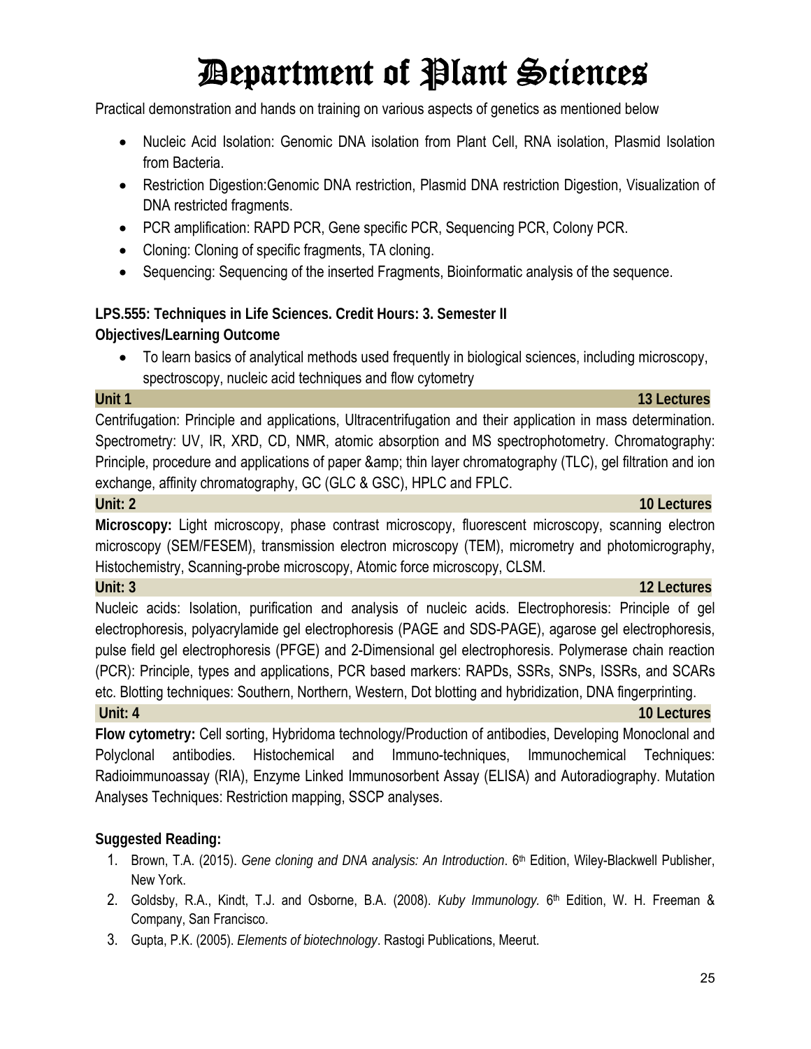# Department of Plant Sciences

Practical demonstration and hands on training on various aspects of genetics as mentioned below

- Nucleic Acid Isolation: Genomic DNA isolation from Plant Cell, RNA isolation, Plasmid Isolation from Bacteria.
- Restriction Digestion:Genomic DNA restriction, Plasmid DNA restriction Digestion, Visualization of DNA restricted fragments.
- PCR amplification: RAPD PCR, Gene specific PCR, Sequencing PCR, Colony PCR.
- Cloning: Cloning of specific fragments, TA cloning.
- Sequencing: Sequencing of the inserted Fragments, Bioinformatic analysis of the sequence.

**LPS.555: Techniques in Life Sciences. Credit Hours: 3. Semester II**

**Objectives/Learning Outcome**

- To learn basics of analytical methods used frequently in biological sciences, including microscopy, spectroscopy, nucleic acid techniques and flow cytometry

**Unit 1** **13 Lectures**

Centrifugation: Principle and applications, Ultracentrifugation and their application in mass determination. Spectrometry: UV, IR, XRD, CD, NMR, atomic absorption and MS spectrophotometry. Chromatography: Principle, procedure and applications of paper &amp; thin layer chromatography (TLC), gel filtration and ion exchange, affinity chromatography, GC (GLC & GSC), HPLC and FPLC.

**Unit: 2** **10 Lectures**

**Microscopy:** Light microscopy, phase contrast microscopy, fluorescent microscopy, scanning electron microscopy (SEM/FESEM), transmission electron microscopy (TEM), micrometry and photomicrography, Histochemistry, Scanning-probe microscopy, Atomic force microscopy, CLSM.

**Unit: 3** **12 Lectures**

Nucleic acids: Isolation, purification and analysis of nucleic acids. Electrophoresis: Principle of gel electrophoresis, polyacrylamide gel electrophoresis (PAGE and SDS-PAGE), agarose gel electrophoresis, pulse field gel electrophoresis (PFGE) and 2-Dimensional gel electrophoresis. Polymerase chain reaction (PCR): Principle, types and applications, PCR based markers: RAPDs, SSRs, SNPs, ISSRs, and SCARs etc. Blotting techniques: Southern, Northern, Western, Dot blotting and hybridization, DNA fingerprinting.

**Unit: 4** **10 Lectures**

**Flow cytometry:** Cell sorting, Hybridoma technology/Production of antibodies, Developing Monoclonal and Polyclonal antibodies. Histochemical and Immuno-techniques, Immunochemical Techniques: Radioimmunoassay (RIA), Enzyme Linked Immunosorbent Assay (ELISA) and Autoradiography. Mutation Analyses Techniques: Restriction mapping, SSCP analyses.

**Suggested Reading:**

1. Brown, T.A. (2015). *Gene cloning and DNA analysis: An Introduction*. 6th Edition, Wiley-Blackwell Publisher, New York.
2. Goldsby, R.A., Kindt, T.J. and Osborne, B.A. (2008). *Kuby Immunology.* 6th Edition, W. H. Freeman & Company, San Francisco.
3. Gupta, P.K. (2005). *Elements of biotechnology*. Rastogi Publications, Meerut.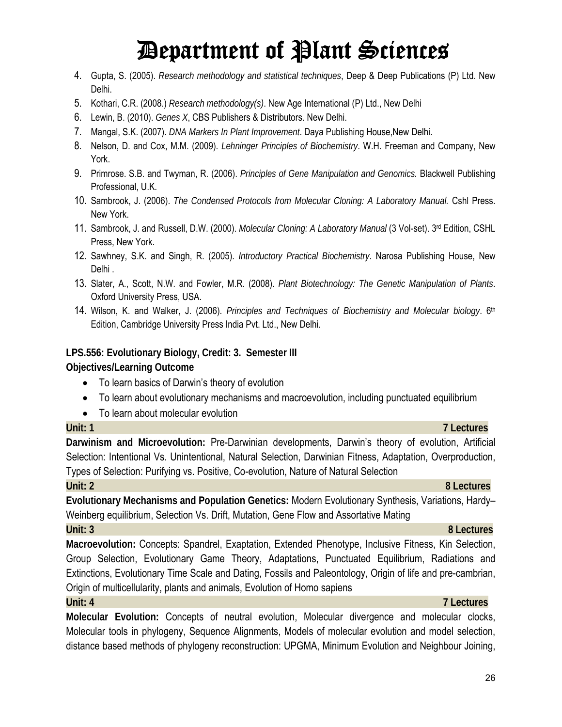4. Gupta, S. (2005). *Research methodology and statistical techniques*, Deep & Deep Publications (P) Ltd. New Delhi.
5. Kothari, C.R. (2008.) *Research methodology(s)*. New Age International (P) Ltd., New Delhi
6. Lewin, B. (2010). *Genes X*, CBS Publishers & Distributors. New Delhi.
7. Mangal, S.K. (2007). *DNA Markers In Plant Improvement*. Daya Publishing House,New Delhi.
8. Nelson, D. and Cox, M.M. (2009). *Lehninger Principles of Biochemistry*. W.H. Freeman and Company, New York.
9. Primrose. S.B. and Twyman, R. (2006). *Principles of Gene Manipulation and Genomics.* Blackwell Publishing Professional, U.K.
10. Sambrook, J. (2006). *The Condensed Protocols from Molecular Cloning: A Laboratory Manual.* Cshl Press. New York.
11. Sambrook, J. and Russell, D.W. (2000). *Molecular Cloning: A Laboratory Manual* (3 Vol-set). 3rd Edition, CSHL Press, New York.
12. Sawhney, S.K. and Singh, R. (2005). *Introductory Practical Biochemistry*. Narosa Publishing House, New Delhi .
13. Slater, A., Scott, N.W. and Fowler, M.R. (2008). *Plant Biotechnology: The Genetic Manipulation of Plants*. Oxford University Press, USA.
14. Wilson, K. and Walker, J. (2006). *Principles and Techniques of Biochemistry and Molecular biology*. 6th Edition, Cambridge University Press India Pvt. Ltd., New Delhi.

**LPS.556: Evolutionary Biology, Credit: 3. Semester III**

**Objectives/Learning Outcome**

- To learn basics of Darwin's theory of evolution
- To learn about evolutionary mechanisms and macroevolution, including punctuated equilibrium
- To learn about molecular evolution

**Unit: 1** **7 Lectures**

**Darwinism and Microevolution:** Pre-Darwinian developments, Darwin's theory of evolution, Artificial Selection: Intentional Vs. Unintentional, Natural Selection, Darwinian Fitness, Adaptation, Overproduction, Types of Selection: Purifying vs. Positive, Co-evolution, Nature of Natural Selection

**Unit: 2** **8 Lectures**

**Evolutionary Mechanisms and Population Genetics:** Modern Evolutionary Synthesis, Variations, Hardy–Weinberg equilibrium, Selection Vs. Drift, Mutation, Gene Flow and Assortative Mating

**Unit: 3** **8 Lectures**

**Macroevolution:** Concepts: Spandrel, Exaptation, Extended Phenotype, Inclusive Fitness, Kin Selection, Group Selection, Evolutionary Game Theory, Adaptations, Punctuated Equilibrium, Radiations and Extinctions, Evolutionary Time Scale and Dating, Fossils and Paleontology, Origin of life and pre-cambrian, Origin of multicellularity, plants and animals, Evolution of Homo sapiens

**Unit: 4** **7 Lectures**

**Molecular Evolution:** Concepts of neutral evolution, Molecular divergence and molecular clocks, Molecular tools in phylogeny, Sequence Alignments, Models of molecular evolution and model selection, distance based methods of phylogeny reconstruction: UPGMA, Minimum Evolution and Neighbour Joining,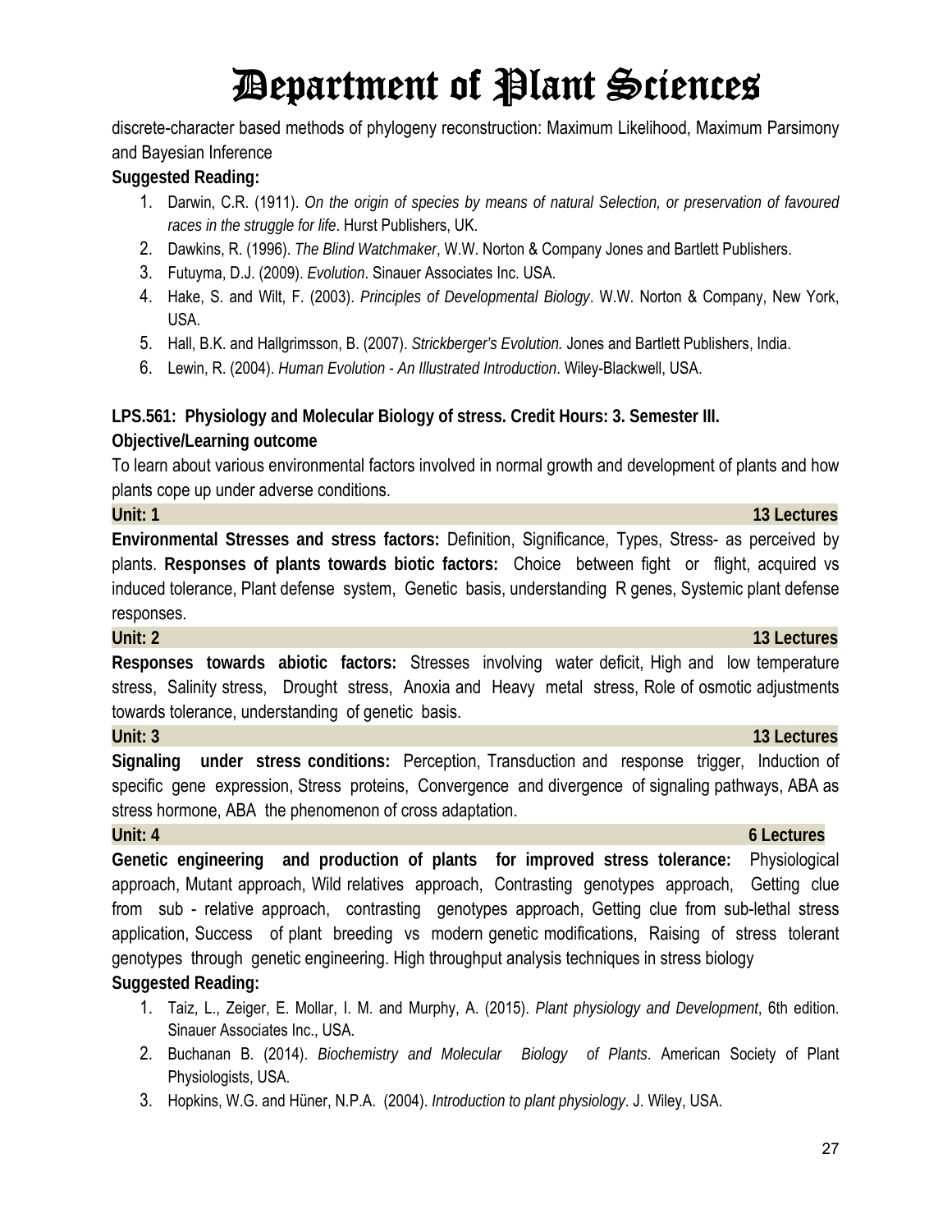discrete-character based methods of phylogeny reconstruction: Maximum Likelihood, Maximum Parsimony and Bayesian Inference

**Suggested Reading:**

1. Darwin, C.R. (1911). *On the origin of species by means of natural Selection, or preservation of favoured races in the struggle for life*. Hurst Publishers, UK.
2. Dawkins, R. (1996). *The Blind Watchmaker*, W.W. Norton & Company Jones and Bartlett Publishers.
3. Futuyma, D.J. (2009). *Evolution*. Sinauer Associates Inc. USA.
4. Hake, S. and Wilt, F. (2003). *Principles of Developmental Biology*. W.W. Norton & Company, New York, USA.
5. Hall, B.K. and Hallgrimsson, B. (2007). *Strickberger's Evolution.* Jones and Bartlett Publishers, India.
6. Lewin, R. (2004). *Human Evolution - An Illustrated Introduction*. Wiley-Blackwell, USA.

**LPS.561: Physiology and Molecular Biology of stress. Credit Hours: 3. Semester III.**

**Objective/Learning outcome**

To learn about various environmental factors involved in normal growth and development of plants and how plants cope up under adverse conditions.

**Unit: 1** **13 Lectures**

**Environmental Stresses and stress factors:** Definition, Significance, Types, Stress- as perceived by plants. **Responses of plants towards biotic factors:** Choice between fight or flight, acquired vs induced tolerance, Plant defense system, Genetic basis, understanding R genes, Systemic plant defense responses.

**Unit: 2** **13 Lectures**

**Responses towards abiotic factors:** Stresses involving water deficit, High and low temperature stress, Salinity stress, Drought stress, Anoxia and Heavy metal stress, Role of osmotic adjustments towards tolerance, understanding of genetic basis.

**Unit: 3** **13 Lectures**

**Signaling under stress conditions:** Perception, Transduction and response trigger, Induction of specific gene expression, Stress proteins, Convergence and divergence of signaling pathways, ABA as stress hormone, ABA the phenomenon of cross adaptation.

**Unit: 4** **6 Lectures**

**Genetic engineering and production of plants for improved stress tolerance:** Physiological approach, Mutant approach, Wild relatives approach, Contrasting genotypes approach, Getting clue from sub - relative approach, contrasting genotypes approach, Getting clue from sub-lethal stress application, Success of plant breeding vs modern genetic modifications, Raising of stress tolerant genotypes through genetic engineering. High throughput analysis techniques in stress biology

**Suggested Reading:**

1. Taiz, L., Zeiger, E. Mollar, I. M. and Murphy, A. (2015). *Plant physiology and Development*, 6th edition. Sinauer Associates Inc., USA.
2. Buchanan B. (2014). *Biochemistry and Molecular Biology of Plants*. American Society of Plant Physiologists, USA.
3. Hopkins, W.G. and Hüner, N.P.A. (2004). *Introduction to plant physiology*. J. Wiley, USA.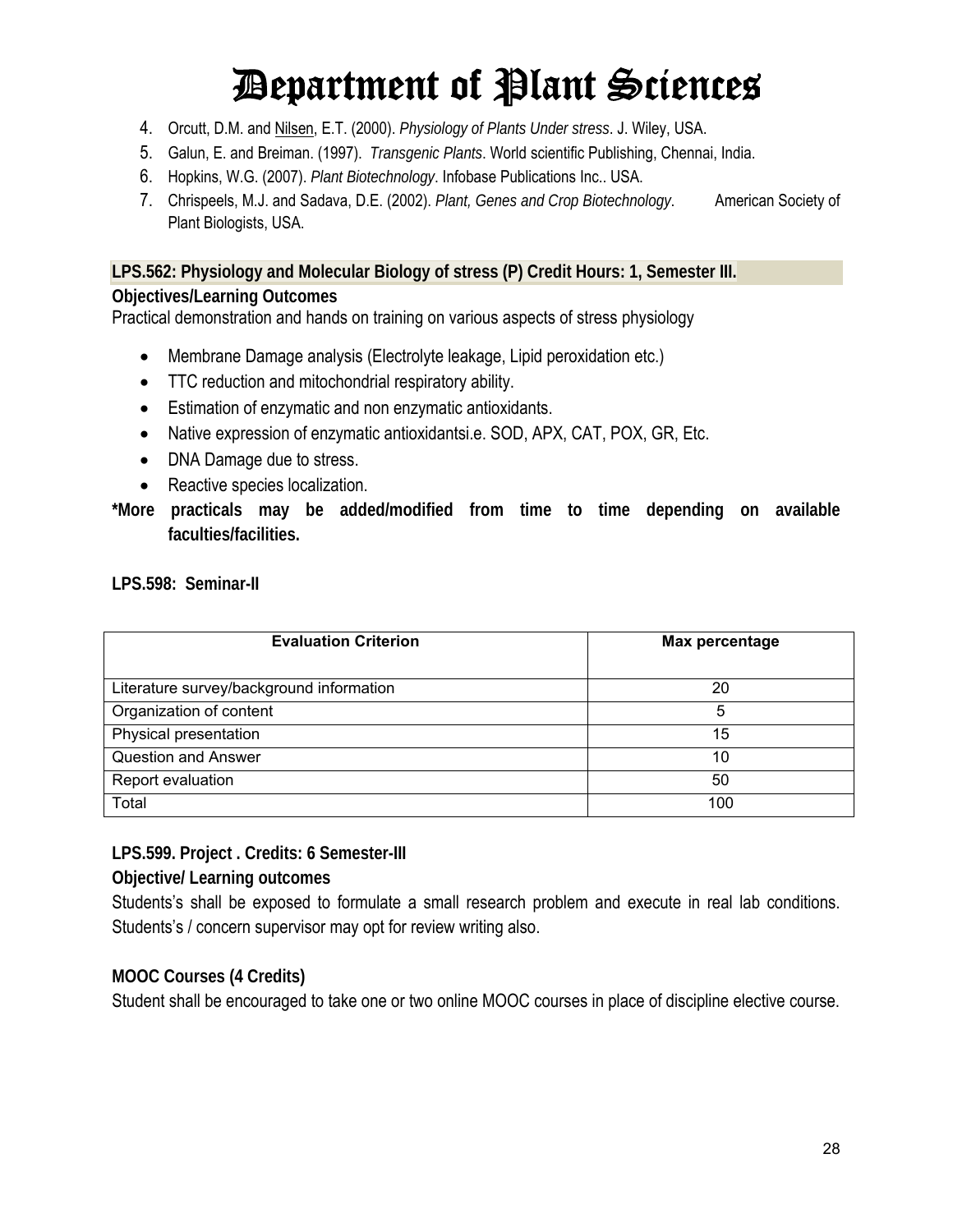4. Orcutt, D.M. and Nilsen, E.T. (2000). *Physiology of Plants Under stress*. J. Wiley, USA.
5. Galun, E. and Breiman. (1997). *Transgenic Plants*. World scientific Publishing, Chennai, India.
6. Hopkins, W.G. (2007). *Plant Biotechnology*. Infobase Publications Inc.. USA.
7. Chrispeels, M.J. and Sadava, D.E. (2002). *Plant, Genes and Crop Biotechnology*. American Society of Plant Biologists, USA.

**LPS.562: Physiology and Molecular Biology of stress (P) Credit Hours: 1, Semester III.**

**Objectives/Learning Outcomes**

Practical demonstration and hands on training on various aspects of stress physiology

- Membrane Damage analysis (Electrolyte leakage, Lipid peroxidation etc.)
- TTC reduction and mitochondrial respiratory ability.
- Estimation of enzymatic and non enzymatic antioxidants.
- Native expression of enzymatic antioxidantsi.e. SOD, APX, CAT, POX, GR, Etc.
- DNA Damage due to stress.
- Reactive species localization.

**\*More practicals may be added/modified from time to time depending on available faculties/facilities.**

**LPS.598: Seminar-II**

| Evaluation Criterion | Max percentage |
|---|---|
| Literature survey/background information | 20 |
| Organization of content | 5 |
| Physical presentation | 15 |
| Question and Answer | 10 |
| Report evaluation | 50 |
| Total | 100 |

**LPS.599. Project . Credits: 6 Semester-III**

**Objective/ Learning outcomes**

Students's shall be exposed to formulate a small research problem and execute in real lab conditions. Students's / concern supervisor may opt for review writing also.

**MOOC Courses (4 Credits)**

Student shall be encouraged to take one or two online MOOC courses in place of discipline elective course.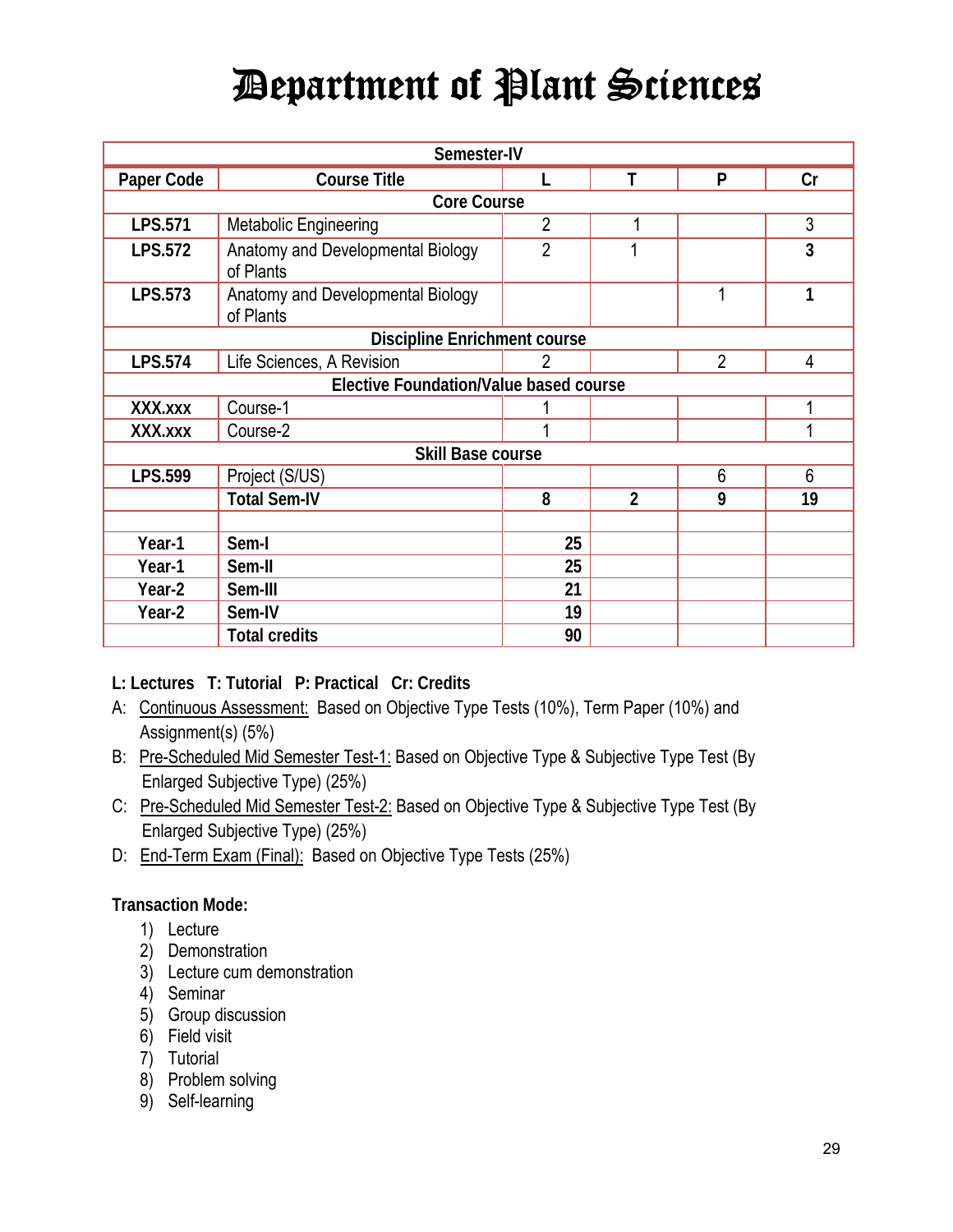# Department of Plant Sciences

| Semester-IV | | | | | |
|---|---|---|---|---|---|
| **Paper Code** | **Course Title** | **L** | **T** | **P** | **Cr** |
| **Core Course** | | | | | |
| **LPS.571** | Metabolic Engineering | 2 | 1 | | 3 |
| **LPS.572** | Anatomy and Developmental Biology of Plants | 2 | 1 | | **3** |
| **LPS.573** | Anatomy and Developmental Biology of Plants | | | 1 | **1** |
| **Discipline Enrichment course** | | | | | |
| **LPS.574** | Life Sciences, A Revision | 2 | | 2 | 4 |
| **Elective Foundation/Value based course** | | | | | |
| **XXX.xxx** | Course-1 | 1 | | | 1 |
| **XXX.xxx** | Course-2 | 1 | | | 1 |
| **Skill Base course** | | | | | |
| **LPS.599** | Project (S/US) | | | 6 | 6 |
| | **Total Sem-IV** | **8** | **2** | **9** | **19** |
| | | | | | |
| **Year-1** | **Sem-I** | **25** | | | |
| **Year-1** | **Sem-II** | **25** | | | |
| **Year-2** | **Sem-III** | **21** | | | |
| **Year-2** | **Sem-IV** | **19** | | | |
| | **Total credits** | **90** | | | |

**L: Lectures T: Tutorial P: Practical Cr: Credits**

A: Continuous Assessment: Based on Objective Type Tests (10%), Term Paper (10%) and Assignment(s) (5%)

B: Pre-Scheduled Mid Semester Test-1: Based on Objective Type & Subjective Type Test (By Enlarged Subjective Type) (25%)

C: Pre-Scheduled Mid Semester Test-2: Based on Objective Type & Subjective Type Test (By Enlarged Subjective Type) (25%)

D: End-Term Exam (Final): Based on Objective Type Tests (25%)

**Transaction Mode:**

1) Lecture
2) Demonstration
3) Lecture cum demonstration
4) Seminar
5) Group discussion
6) Field visit
7) Tutorial
8) Problem solving
9) Self-learning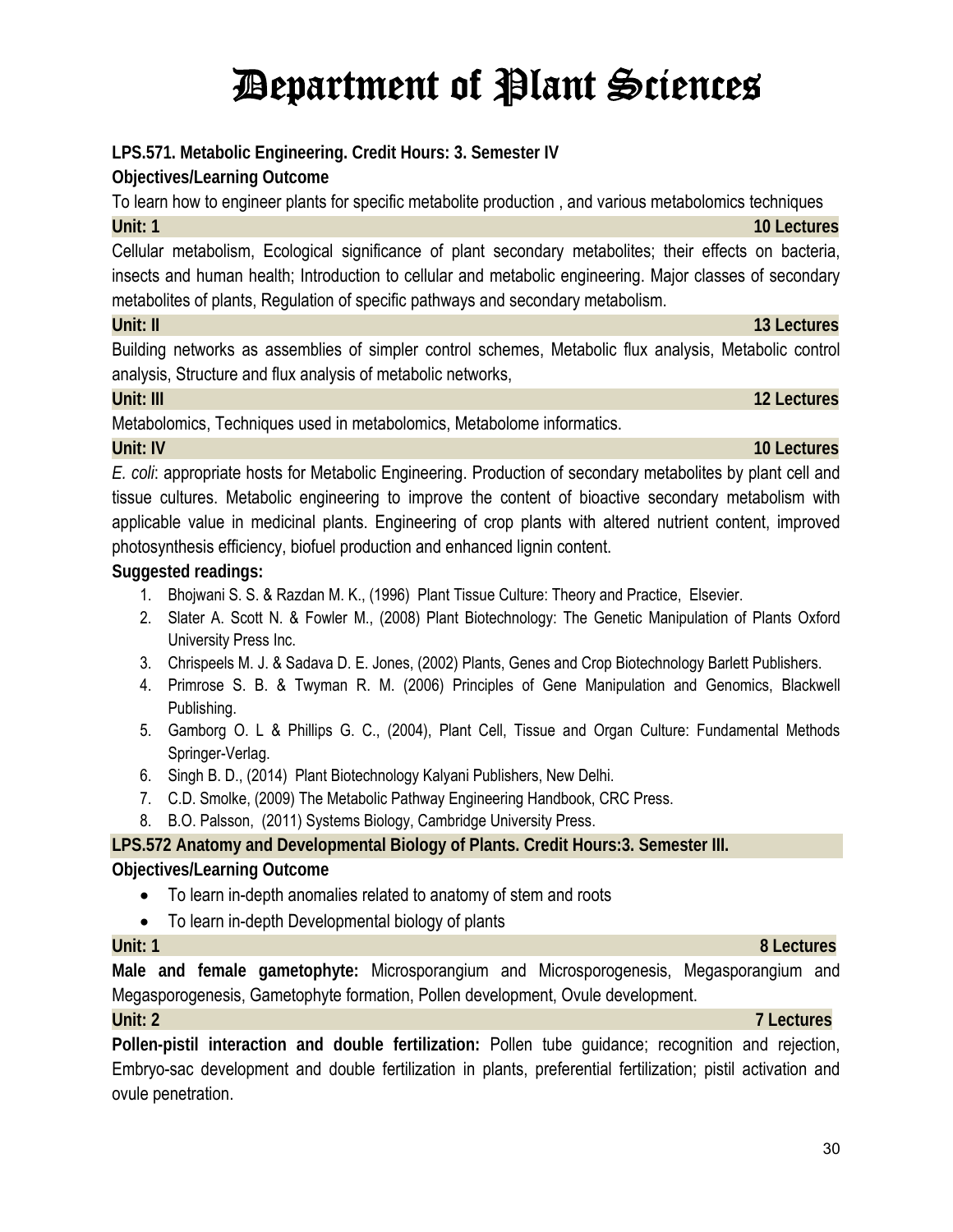# Department of Plant Sciences

**LPS.571. Metabolic Engineering. Credit Hours: 3. Semester IV**

**Objectives/Learning Outcome**

To learn how to engineer plants for specific metabolite production , and various metabolomics techniques

**Unit: 1** **10 Lectures**

Cellular metabolism, Ecological significance of plant secondary metabolites; their effects on bacteria, insects and human health; Introduction to cellular and metabolic engineering. Major classes of secondary metabolites of plants, Regulation of specific pathways and secondary metabolism.

**Unit: II** **13 Lectures**

Building networks as assemblies of simpler control schemes, Metabolic flux analysis, Metabolic control analysis, Structure and flux analysis of metabolic networks,

**Unit: III** **12 Lectures**

Metabolomics, Techniques used in metabolomics, Metabolome informatics.

**Unit: IV** **10 Lectures**

*E. coli*: appropriate hosts for Metabolic Engineering. Production of secondary metabolites by plant cell and tissue cultures. Metabolic engineering to improve the content of bioactive secondary metabolism with applicable value in medicinal plants. Engineering of crop plants with altered nutrient content, improved photosynthesis efficiency, biofuel production and enhanced lignin content.

**Suggested readings:**

1. Bhojwani S. S. & Razdan M. K., (1996) Plant Tissue Culture: Theory and Practice, Elsevier.
2. Slater A. Scott N. & Fowler M., (2008) Plant Biotechnology: The Genetic Manipulation of Plants Oxford University Press Inc.
3. Chrispeels M. J. & Sadava D. E. Jones, (2002) Plants, Genes and Crop Biotechnology Barlett Publishers.
4. Primrose S. B. & Twyman R. M. (2006) Principles of Gene Manipulation and Genomics, Blackwell Publishing.
5. Gamborg O. L & Phillips G. C., (2004), Plant Cell, Tissue and Organ Culture: Fundamental Methods Springer-Verlag.
6. Singh B. D., (2014) Plant Biotechnology Kalyani Publishers, New Delhi.
7. C.D. Smolke, (2009) The Metabolic Pathway Engineering Handbook, CRC Press.
8. B.O. Palsson, (2011) Systems Biology, Cambridge University Press.

**LPS.572 Anatomy and Developmental Biology of Plants. Credit Hours:3. Semester III.**

**Objectives/Learning Outcome**

- To learn in-depth anomalies related to anatomy of stem and roots
- To learn in-depth Developmental biology of plants

**Unit: 1** **8 Lectures**

**Male and female gametophyte:** Microsporangium and Microsporogenesis, Megasporangium and Megasporogenesis, Gametophyte formation, Pollen development, Ovule development.

**Unit: 2** **7 Lectures**

**Pollen-pistil interaction and double fertilization:** Pollen tube guidance; recognition and rejection, Embryo-sac development and double fertilization in plants, preferential fertilization; pistil activation and ovule penetration.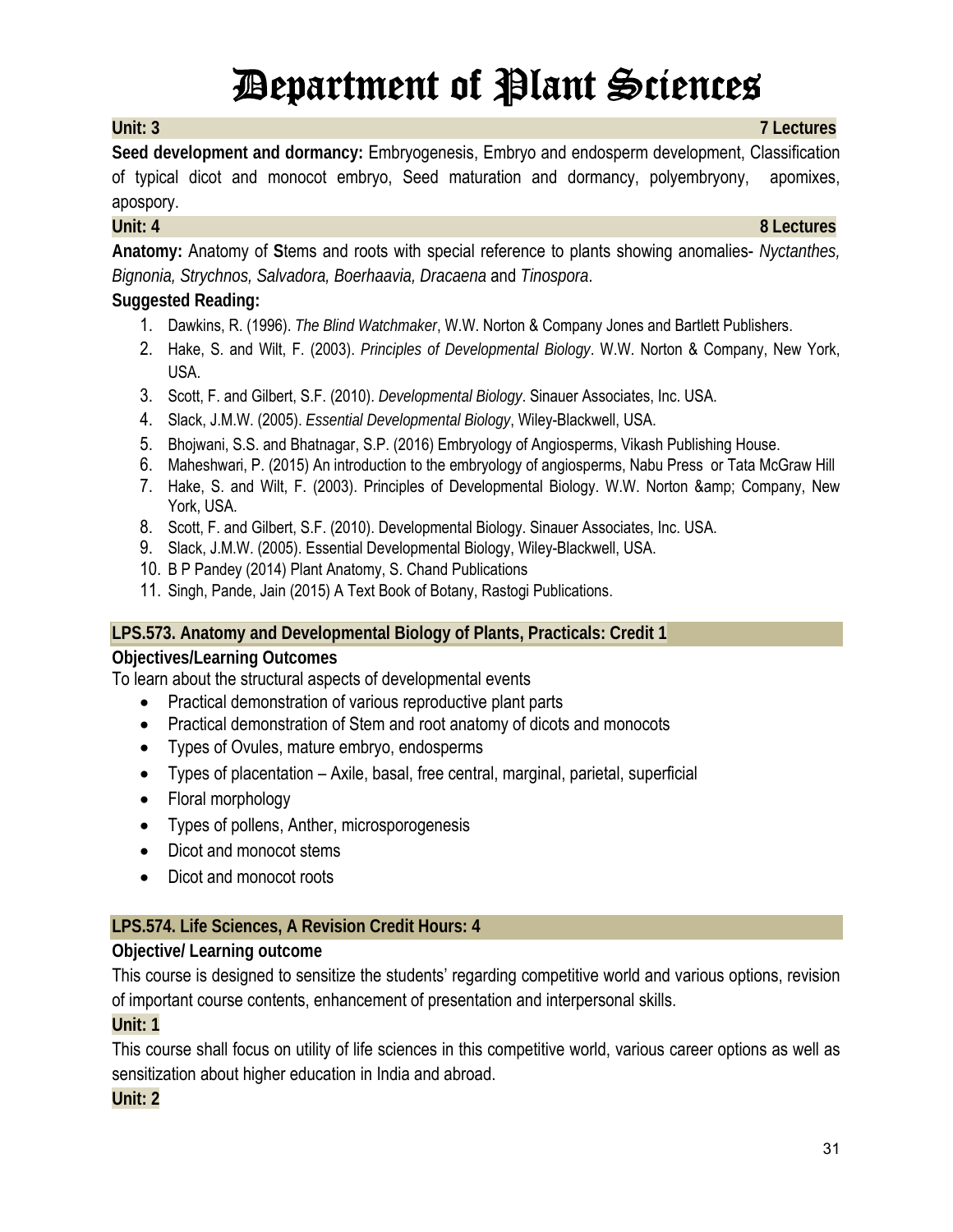# Department of Plant Sciences

**Unit: 3** **7 Lectures**

**Seed development and dormancy:** Embryogenesis, Embryo and endosperm development, Classification of typical dicot and monocot embryo, Seed maturation and dormancy, polyembryony, apomixes, apospory.

**Unit: 4** **8 Lectures**

**Anatomy:** Anatomy of **S**tems and roots with special reference to plants showing anomalies- *Nyctanthes, Bignonia, Strychnos, Salvadora, Boerhaavia, Dracaena* and *Tinospora*.

**Suggested Reading:**

1. Dawkins, R. (1996). *The Blind Watchmaker*, W.W. Norton & Company Jones and Bartlett Publishers.
2. Hake, S. and Wilt, F. (2003). *Principles of Developmental Biology*. W.W. Norton & Company, New York, USA.
3. Scott, F. and Gilbert, S.F. (2010). *Developmental Biology*. Sinauer Associates, Inc. USA.
4. Slack, J.M.W. (2005). *Essential Developmental Biology*, Wiley-Blackwell, USA.
5. Bhojwani, S.S. and Bhatnagar, S.P. (2016) Embryology of Angiosperms, Vikash Publishing House.
6. Maheshwari, P. (2015) An introduction to the embryology of angiosperms, Nabu Press or Tata McGraw Hill
7. Hake, S. and Wilt, F. (2003). Principles of Developmental Biology. W.W. Norton &amp; Company, New York, USA.
8. Scott, F. and Gilbert, S.F. (2010). Developmental Biology. Sinauer Associates, Inc. USA.
9. Slack, J.M.W. (2005). Essential Developmental Biology, Wiley-Blackwell, USA.
10. B P Pandey (2014) Plant Anatomy, S. Chand Publications
11. Singh, Pande, Jain (2015) A Text Book of Botany, Rastogi Publications.

## LPS.573. Anatomy and Developmental Biology of Plants, Practicals: Credit 1

**Objectives/Learning Outcomes**

To learn about the structural aspects of developmental events

- Practical demonstration of various reproductive plant parts
- Practical demonstration of Stem and root anatomy of dicots and monocots
- Types of Ovules, mature embryo, endosperms
- Types of placentation – Axile, basal, free central, marginal, parietal, superficial
- Floral morphology
- Types of pollens, Anther, microsporogenesis
- Dicot and monocot stems
- Dicot and monocot roots

## LPS.574. Life Sciences, A Revision Credit Hours: 4

**Objective/ Learning outcome**

This course is designed to sensitize the students' regarding competitive world and various options, revision of important course contents, enhancement of presentation and interpersonal skills.

**Unit: 1**

This course shall focus on utility of life sciences in this competitive world, various career options as well as sensitization about higher education in India and abroad.

**Unit: 2**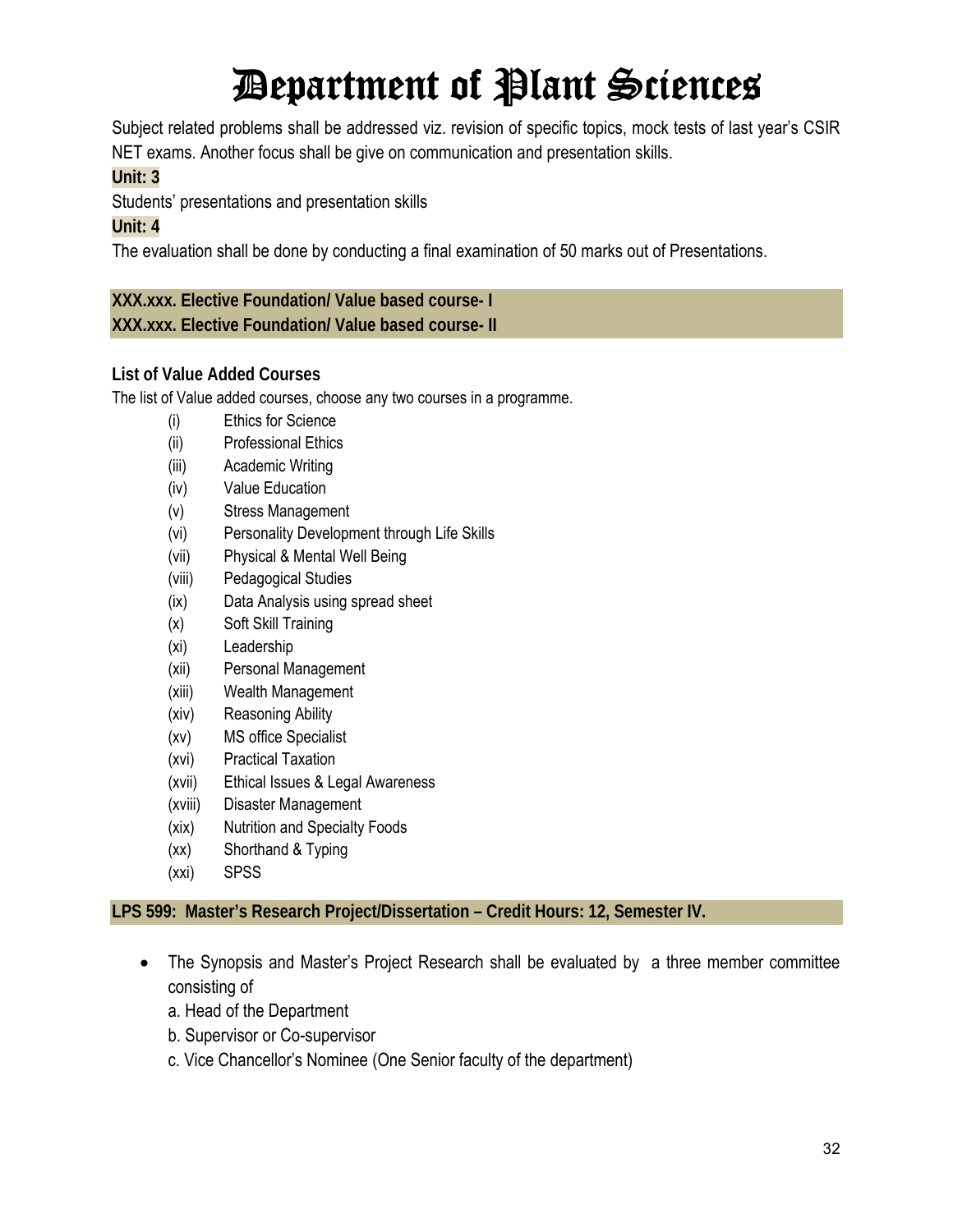Subject related problems shall be addressed viz. revision of specific topics, mock tests of last year's CSIR NET exams. Another focus shall be give on communication and presentation skills.

**Unit: 3**

Students' presentations and presentation skills

**Unit: 4**

The evaluation shall be done by conducting a final examination of 50 marks out of Presentations.

**XXX.xxx. Elective Foundation/ Value based course- I**
**XXX.xxx. Elective Foundation/ Value based course- II**

**List of Value Added Courses**

The list of Value added courses, choose any two courses in a programme.

(i) Ethics for Science
(ii) Professional Ethics
(iii) Academic Writing
(iv) Value Education
(v) Stress Management
(vi) Personality Development through Life Skills
(vii) Physical & Mental Well Being
(viii) Pedagogical Studies
(ix) Data Analysis using spread sheet
(x) Soft Skill Training
(xi) Leadership
(xii) Personal Management
(xiii) Wealth Management
(xiv) Reasoning Ability
(xv) MS office Specialist
(xvi) Practical Taxation
(xvii) Ethical Issues & Legal Awareness
(xviii) Disaster Management
(xix) Nutrition and Specialty Foods
(xx) Shorthand & Typing
(xxi) SPSS

**LPS 599: Master's Research Project/Dissertation – Credit Hours: 12, Semester IV.**

- The Synopsis and Master's Project Research shall be evaluated by a three member committee consisting of
  a. Head of the Department
  b. Supervisor or Co-supervisor
  c. Vice Chancellor's Nominee (One Senior faculty of the department)